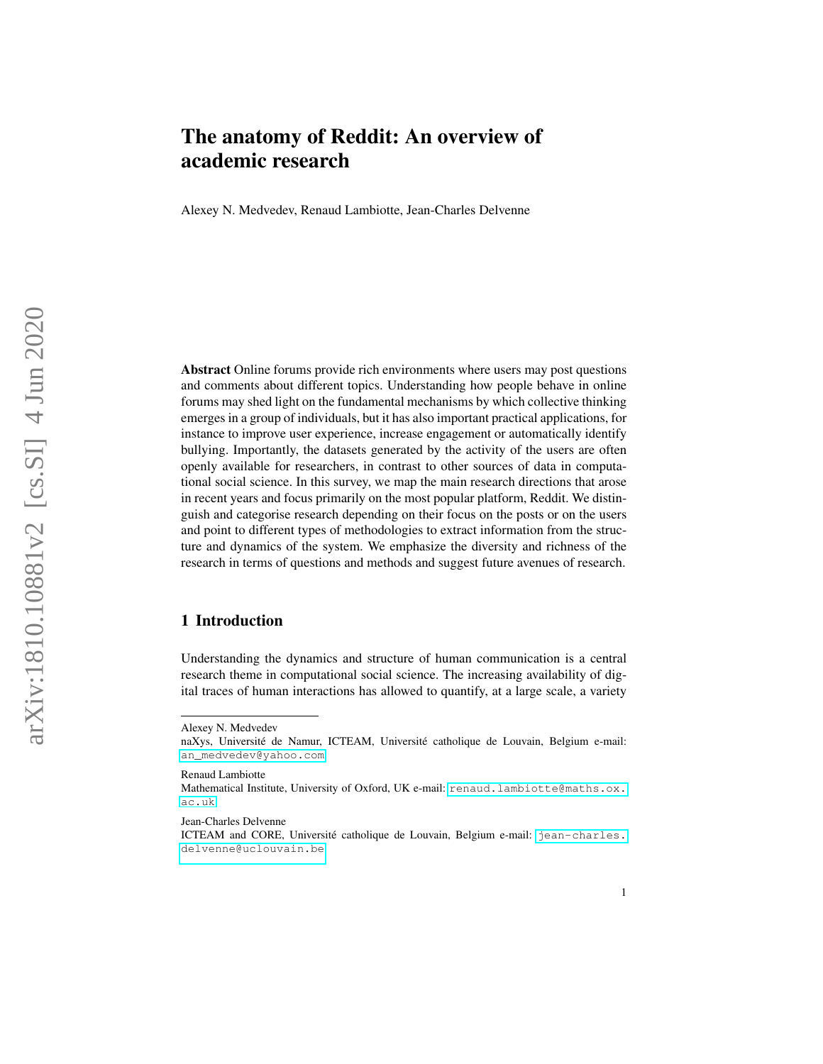# The anatomy of Reddit: An overview of academic research

Alexey N. Medvedev, Renaud Lambiotte, Jean-Charles Delvenne

**Abstract** Online forums provide rich environments where users may post questions and comments about different topics. Understanding how people behave in online forums may shed light on the fundamental mechanisms by which collective thinking emerges in a group of individuals, but it has also important practical applications, for instance to improve user experience, increase engagement or automatically identify bullying. Importantly, the datasets generated by the activity of the users are often openly available for researchers, in contrast to other sources of data in computational social science. In this survey, we map the main research directions that arose in recent years and focus primarily on the most popular platform, Reddit. We distinguish and categorise research depending on their focus on the posts or on the users and point to different types of methodologies to extract information from the structure and dynamics of the system. We emphasize the diversity and richness of the research in terms of questions and methods and suggest future avenues of research.

## 1 Introduction

Understanding the dynamics and structure of human communication is a central research theme in computational social science. The increasing availability of digital traces of human interactions has allowed to quantify, at a large scale, a variety

---

Alexey N. Medvedev
naXys, Université de Namur, ICTEAM, Université catholique de Louvain, Belgium e-mail: an_medvedev@yahoo.com

Renaud Lambiotte
Mathematical Institute, University of Oxford, UK e-mail: renaud.lambiotte@maths.ox.ac.uk

Jean-Charles Delvenne
ICTEAM and CORE, Université catholique de Louvain, Belgium e-mail: jean-charles.delvenne@uclouvain.be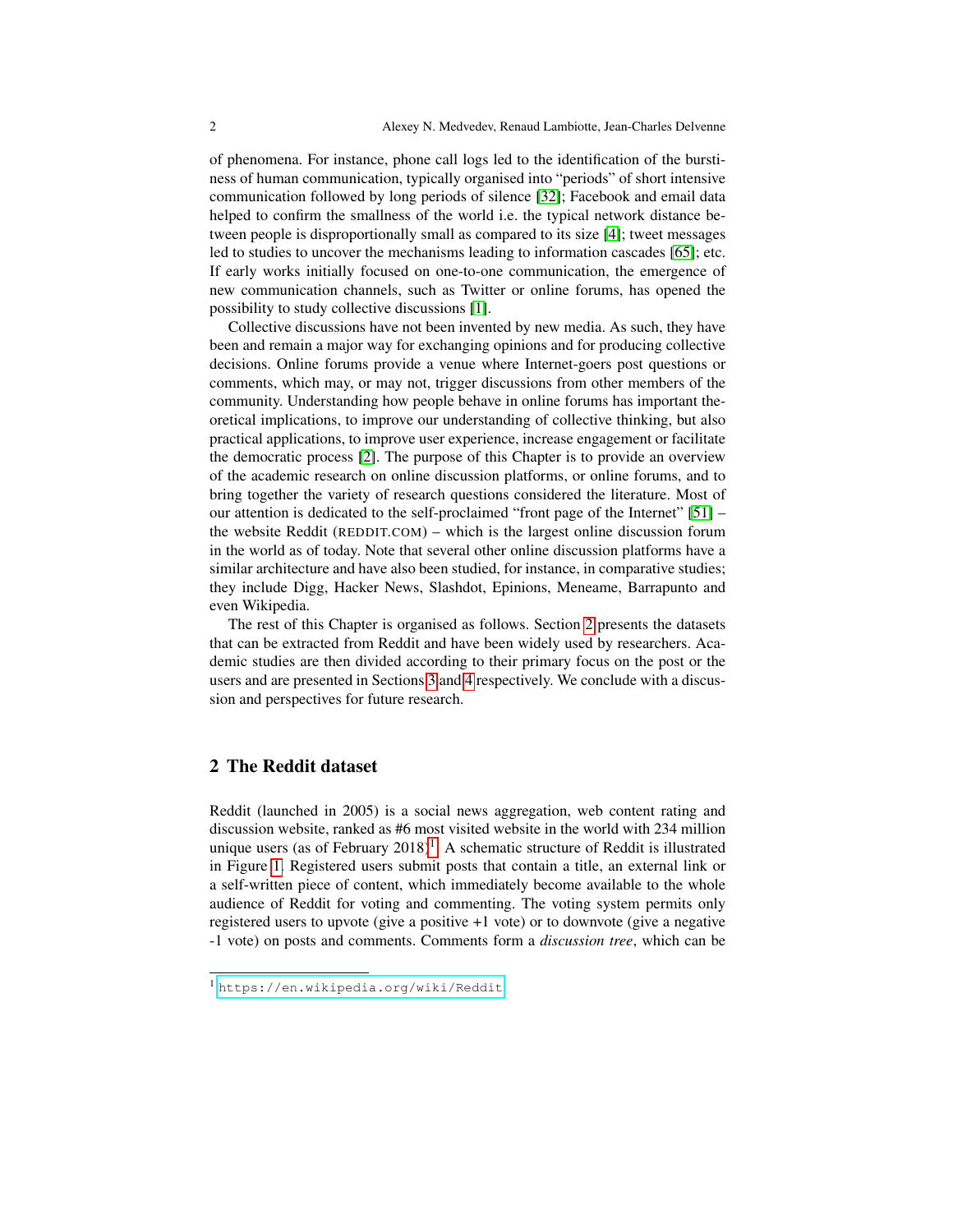of phenomena. For instance, phone call logs led to the identification of the burstiness of human communication, typically organised into "periods" of short intensive communication followed by long periods of silence [32]; Facebook and email data helped to confirm the smallness of the world i.e. the typical network distance between people is disproportionally small as compared to its size [4]; tweet messages led to studies to uncover the mechanisms leading to information cascades [65]; etc. If early works initially focused on one-to-one communication, the emergence of new communication channels, such as Twitter or online forums, has opened the possibility to study collective discussions [1].

Collective discussions have not been invented by new media. As such, they have been and remain a major way for exchanging opinions and for producing collective decisions. Online forums provide a venue where Internet-goers post questions or comments, which may, or may not, trigger discussions from other members of the community. Understanding how people behave in online forums has important theoretical implications, to improve our understanding of collective thinking, but also practical applications, to improve user experience, increase engagement or facilitate the democratic process [2]. The purpose of this Chapter is to provide an overview of the academic research on online discussion platforms, or online forums, and to bring together the variety of research questions considered the literature. Most of our attention is dedicated to the self-proclaimed "front page of the Internet" [51] – the website Reddit (REDDIT.COM) – which is the largest online discussion forum in the world as of today. Note that several other online discussion platforms have a similar architecture and have also been studied, for instance, in comparative studies; they include Digg, Hacker News, Slashdot, Epinions, Meneame, Barrapunto and even Wikipedia.

The rest of this Chapter is organised as follows. Section 2 presents the datasets that can be extracted from Reddit and have been widely used by researchers. Academic studies are then divided according to their primary focus on the post or the users and are presented in Sections 3 and 4 respectively. We conclude with a discussion and perspectives for future research.

## 2 The Reddit dataset

Reddit (launched in 2005) is a social news aggregation, web content rating and discussion website, ranked as #6 most visited website in the world with 234 million unique users (as of February 2018)[1]. A schematic structure of Reddit is illustrated in Figure 1. Registered users submit posts that contain a title, an external link or a self-written piece of content, which immediately become available to the whole audience of Reddit for voting and commenting. The voting system permits only registered users to upvote (give a positive +1 vote) or to downvote (give a negative -1 vote) on posts and comments. Comments form a *discussion tree*, which can be

[1] https://en.wikipedia.org/wiki/Reddit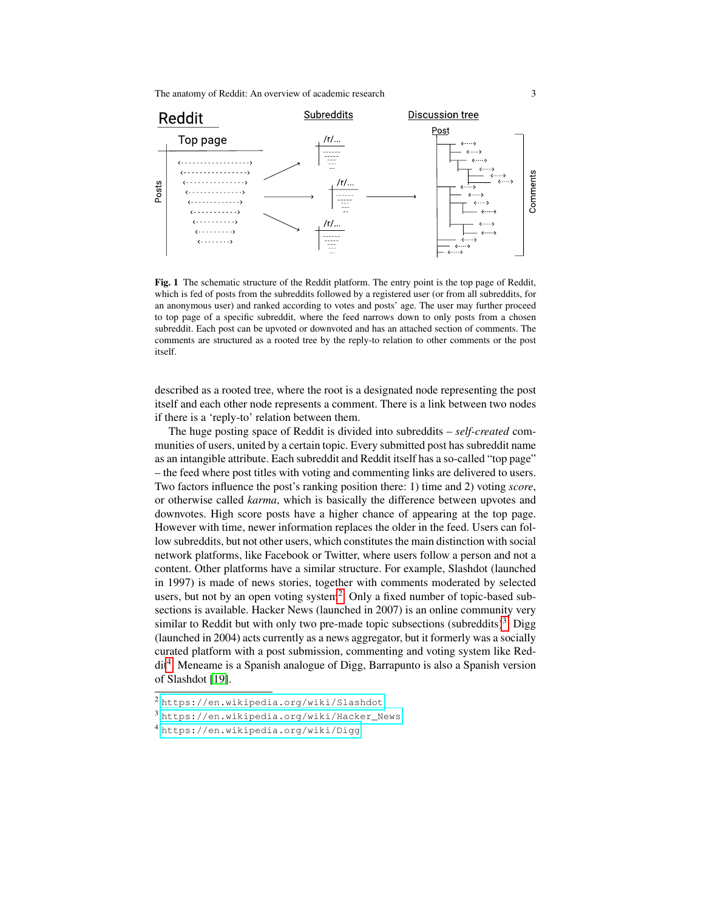Reddit

Top page

Posts

Subreddits

/r/...

/r/...

/r/...

Discussion tree

Post

Comments

**Fig. 1** The schematic structure of the Reddit platform. The entry point is the top page of Reddit, which is fed of posts from the subreddits followed by a registered user (or from all subreddits, for an anonymous user) and ranked according to votes and posts' age. The user may further proceed to top page of a specific subreddit, where the feed narrows down to only posts from a chosen subreddit. Each post can be upvoted or downvoted and has an attached section of comments. The comments are structured as a rooted tree by the reply-to relation to other comments or the post itself.

described as a rooted tree, where the root is a designated node representing the post itself and each other node represents a comment. There is a link between two nodes if there is a 'reply-to' relation between them.

The huge posting space of Reddit is divided into subreddits – *self-created* communities of users, united by a certain topic. Every submitted post has subreddit name as an intangible attribute. Each subreddit and Reddit itself has a so-called "top page" – the feed where post titles with voting and commenting links are delivered to users. Two factors influence the post's ranking position there: 1) time and 2) voting *score*, or otherwise called *karma*, which is basically the difference between upvotes and downvotes. High score posts have a higher chance of appearing at the top page. However with time, newer information replaces the older in the feed. Users can follow subreddits, but not other users, which constitutes the main distinction with social network platforms, like Facebook or Twitter, where users follow a person and not a content. Other platforms have a similar structure. For example, Slashdot (launched in 1997) is made of news stories, together with comments moderated by selected users, but not by an open voting system[2]. Only a fixed number of topic-based subsections is available. Hacker News (launched in 2007) is an online community very similar to Reddit but with only two pre-made topic subsections (subreddits)[3]. Digg (launched in 2004) acts currently as a news aggregator, but it formerly was a socially curated platform with a post submission, commenting and voting system like Reddit[4]. Meneame is a Spanish analogue of Digg, Barrapunto is also a Spanish version of Slashdot [19].

[2] https://en.wikipedia.org/wiki/Slashdot

[3] https://en.wikipedia.org/wiki/Hacker_News

[4] https://en.wikipedia.org/wiki/Digg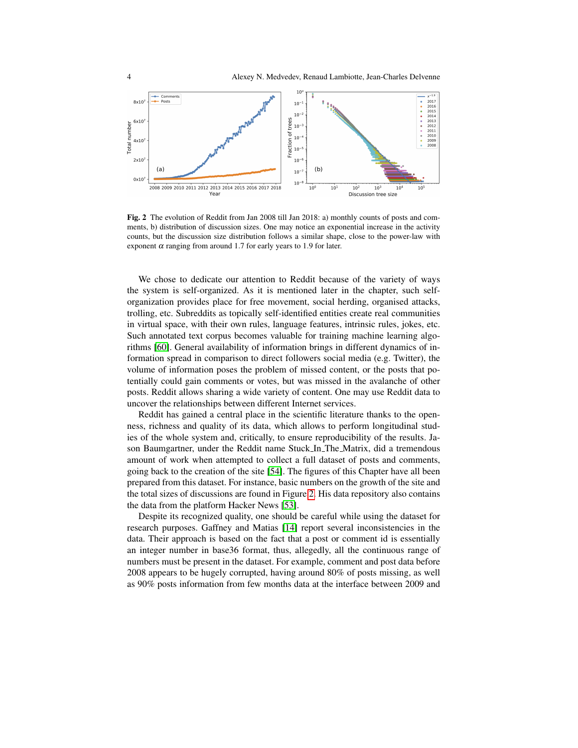**Fig. 2** The evolution of Reddit from Jan 2008 till Jan 2018: a) monthly counts of posts and comments, b) distribution of discussion sizes. One may notice an exponential increase in the activity counts, but the discussion size distribution follows a similar shape, close to the power-law with exponent $\alpha$ ranging from around 1.7 for early years to 1.9 for later.

We chose to dedicate our attention to Reddit because of the variety of ways the system is self-organized. As it is mentioned later in the chapter, such self-organization provides place for free movement, social herding, organised attacks, trolling, etc. Subreddits as topically self-identified entities create real communities in virtual space, with their own rules, language features, intrinsic rules, jokes, etc. Such annotated text corpus becomes valuable for training machine learning algorithms [60]. General availability of information brings in different dynamics of information spread in comparison to direct followers social media (e.g. Twitter), the volume of information poses the problem of missed content, or the posts that potentially could gain comments or votes, but was missed in the avalanche of other posts. Reddit allows sharing a wide variety of content. One may use Reddit data to uncover the relationships between different Internet services.

Reddit has gained a central place in the scientific literature thanks to the openness, richness and quality of its data, which allows to perform longitudinal studies of the whole system and, critically, to ensure reproducibility of the results. Jason Baumgartner, under the Reddit name Stuck_In_The_Matrix, did a tremendous amount of work when attempted to collect a full dataset of posts and comments, going back to the creation of the site [54]. The figures of this Chapter have all been prepared from this dataset. For instance, basic numbers on the growth of the site and the total sizes of discussions are found in Figure 2. His data repository also contains the data from the platform Hacker News [53].

Despite its recognized quality, one should be careful while using the dataset for research purposes. Gaffney and Matias [14] report several inconsistencies in the data. Their approach is based on the fact that a post or comment id is essentially an integer number in base36 format, thus, allegedly, all the continuous range of numbers must be present in the dataset. For example, comment and post data before 2008 appears to be hugely corrupted, having around 80% of posts missing, as well as 90% posts information from few months data at the interface between 2009 and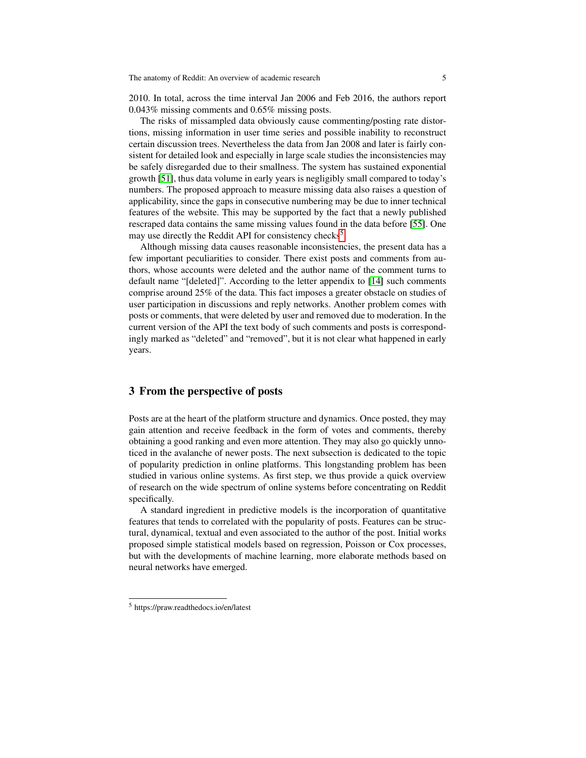2010. In total, across the time interval Jan 2006 and Feb 2016, the authors report 0.043% missing comments and 0.65% missing posts.

The risks of missampled data obviously cause commenting/posting rate distortions, missing information in user time series and possible inability to reconstruct certain discussion trees. Nevertheless the data from Jan 2008 and later is fairly consistent for detailed look and especially in large scale studies the inconsistencies may be safely disregarded due to their smallness. The system has sustained exponential growth [51], thus data volume in early years is negligibly small compared to today's numbers. The proposed approach to measure missing data also raises a question of applicability, since the gaps in consecutive numbering may be due to inner technical features of the website. This may be supported by the fact that a newly published rescraped data contains the same missing values found in the data before [55]. One may use directly the Reddit API for consistency checks[5].

Although missing data causes reasonable inconsistencies, the present data has a few important peculiarities to consider. There exist posts and comments from authors, whose accounts were deleted and the author name of the comment turns to default name "[deleted]". According to the letter appendix to [14] such comments comprise around 25% of the data. This fact imposes a greater obstacle on studies of user participation in discussions and reply networks. Another problem comes with posts or comments, that were deleted by user and removed due to moderation. In the current version of the API the text body of such comments and posts is correspondingly marked as "deleted" and "removed", but it is not clear what happened in early years.

## 3 From the perspective of posts

Posts are at the heart of the platform structure and dynamics. Once posted, they may gain attention and receive feedback in the form of votes and comments, thereby obtaining a good ranking and even more attention. They may also go quickly unnoticed in the avalanche of newer posts. The next subsection is dedicated to the topic of popularity prediction in online platforms. This longstanding problem has been studied in various online systems. As first step, we thus provide a quick overview of research on the wide spectrum of online systems before concentrating on Reddit specifically.

A standard ingredient in predictive models is the incorporation of quantitative features that tends to correlated with the popularity of posts. Features can be structural, dynamical, textual and even associated to the author of the post. Initial works proposed simple statistical models based on regression, Poisson or Cox processes, but with the developments of machine learning, more elaborate methods based on neural networks have emerged.

[5] https://praw.readthedocs.io/en/latest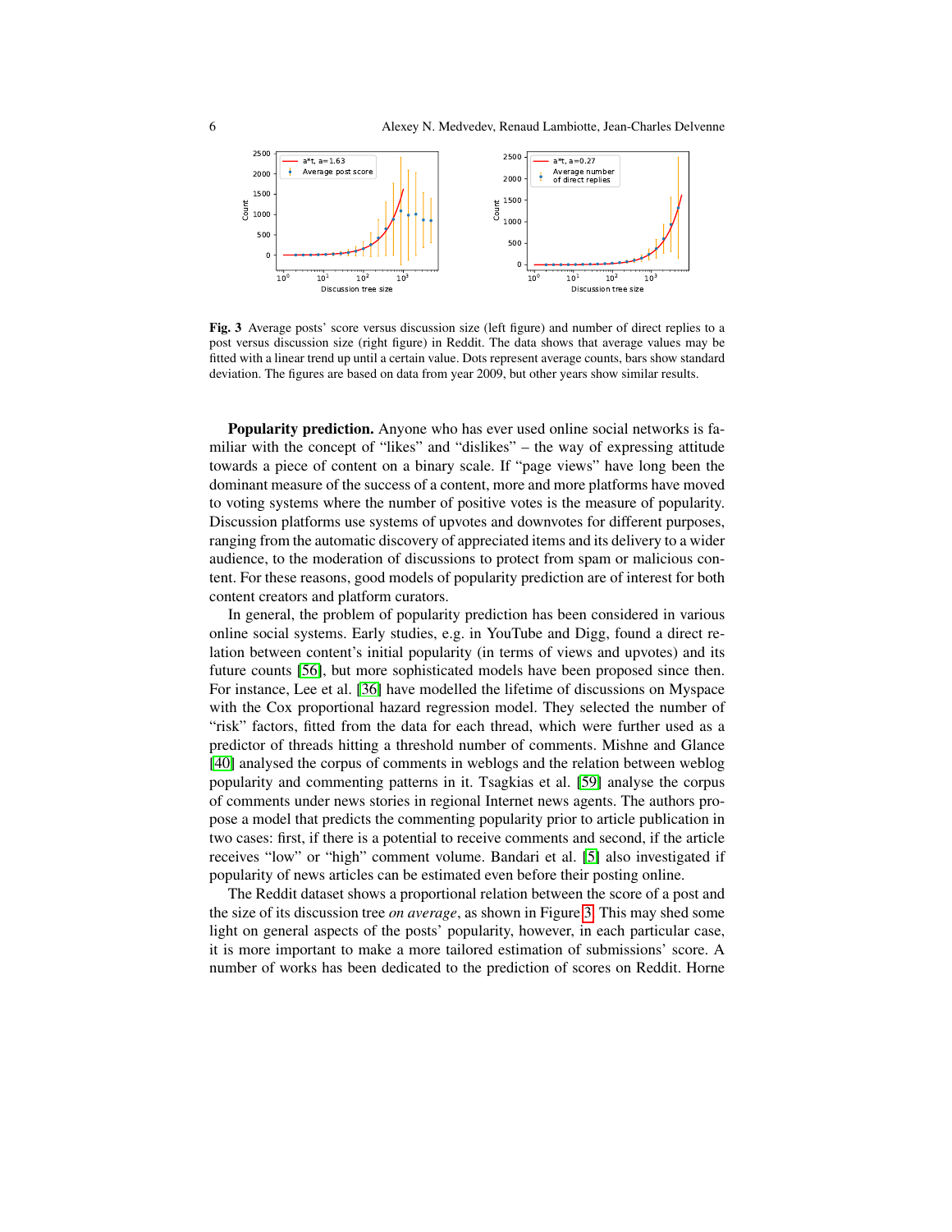**Fig. 3** Average posts' score versus discussion size (left figure) and number of direct replies to a post versus discussion size (right figure) in Reddit. The data shows that average values may be fitted with a linear trend up until a certain value. Dots represent average counts, bars show standard deviation. The figures are based on data from year 2009, but other years show similar results.

**Popularity prediction.** Anyone who has ever used online social networks is familiar with the concept of "likes" and "dislikes" – the way of expressing attitude towards a piece of content on a binary scale. If "page views" have long been the dominant measure of the success of a content, more and more platforms have moved to voting systems where the number of positive votes is the measure of popularity. Discussion platforms use systems of upvotes and downvotes for different purposes, ranging from the automatic discovery of appreciated items and its delivery to a wider audience, to the moderation of discussions to protect from spam or malicious content. For these reasons, good models of popularity prediction are of interest for both content creators and platform curators.

In general, the problem of popularity prediction has been considered in various online social systems. Early studies, e.g. in YouTube and Digg, found a direct relation between content's initial popularity (in terms of views and upvotes) and its future counts [56], but more sophisticated models have been proposed since then. For instance, Lee et al. [36] have modelled the lifetime of discussions on Myspace with the Cox proportional hazard regression model. They selected the number of "risk" factors, fitted from the data for each thread, which were further used as a predictor of threads hitting a threshold number of comments. Mishne and Glance [40] analysed the corpus of comments in weblogs and the relation between weblog popularity and commenting patterns in it. Tsagkias et al. [59] analyse the corpus of comments under news stories in regional Internet news agents. The authors propose a model that predicts the commenting popularity prior to article publication in two cases: first, if there is a potential to receive comments and second, if the article receives "low" or "high" comment volume. Bandari et al. [5] also investigated if popularity of news articles can be estimated even before their posting online.

The Reddit dataset shows a proportional relation between the score of a post and the size of its discussion tree *on average*, as shown in Figure 3. This may shed some light on general aspects of the posts' popularity, however, in each particular case, it is more important to make a more tailored estimation of submissions' score. A number of works has been dedicated to the prediction of scores on Reddit. Horne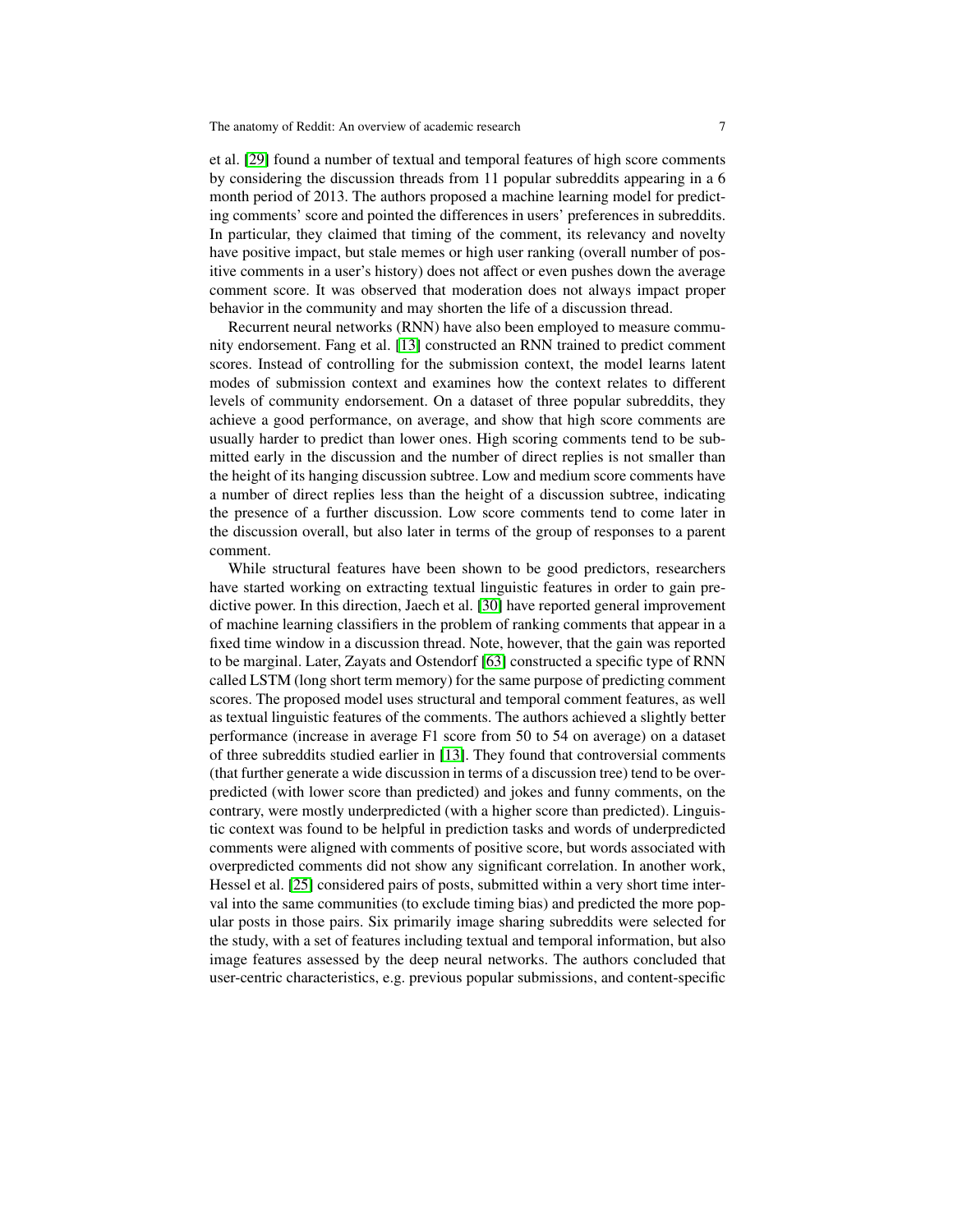et al. [29] found a number of textual and temporal features of high score comments by considering the discussion threads from 11 popular subreddits appearing in a 6 month period of 2013. The authors proposed a machine learning model for predicting comments' score and pointed the differences in users' preferences in subreddits. In particular, they claimed that timing of the comment, its relevancy and novelty have positive impact, but stale memes or high user ranking (overall number of positive comments in a user's history) does not affect or even pushes down the average comment score. It was observed that moderation does not always impact proper behavior in the community and may shorten the life of a discussion thread.

Recurrent neural networks (RNN) have also been employed to measure community endorsement. Fang et al. [13] constructed an RNN trained to predict comment scores. Instead of controlling for the submission context, the model learns latent modes of submission context and examines how the context relates to different levels of community endorsement. On a dataset of three popular subreddits, they achieve a good performance, on average, and show that high score comments are usually harder to predict than lower ones. High scoring comments tend to be submitted early in the discussion and the number of direct replies is not smaller than the height of its hanging discussion subtree. Low and medium score comments have a number of direct replies less than the height of a discussion subtree, indicating the presence of a further discussion. Low score comments tend to come later in the discussion overall, but also later in terms of the group of responses to a parent comment.

While structural features have been shown to be good predictors, researchers have started working on extracting textual linguistic features in order to gain predictive power. In this direction, Jaech et al. [30] have reported general improvement of machine learning classifiers in the problem of ranking comments that appear in a fixed time window in a discussion thread. Note, however, that the gain was reported to be marginal. Later, Zayats and Ostendorf [63] constructed a specific type of RNN called LSTM (long short term memory) for the same purpose of predicting comment scores. The proposed model uses structural and temporal comment features, as well as textual linguistic features of the comments. The authors achieved a slightly better performance (increase in average F1 score from 50 to 54 on average) on a dataset of three subreddits studied earlier in [13]. They found that controversial comments (that further generate a wide discussion in terms of a discussion tree) tend to be overpredicted (with lower score than predicted) and jokes and funny comments, on the contrary, were mostly underpredicted (with a higher score than predicted). Linguistic context was found to be helpful in prediction tasks and words of underpredicted comments were aligned with comments of positive score, but words associated with overpredicted comments did not show any significant correlation. In another work, Hessel et al. [25] considered pairs of posts, submitted within a very short time interval into the same communities (to exclude timing bias) and predicted the more popular posts in those pairs. Six primarily image sharing subreddits were selected for the study, with a set of features including textual and temporal information, but also image features assessed by the deep neural networks. The authors concluded that user-centric characteristics, e.g. previous popular submissions, and content-specific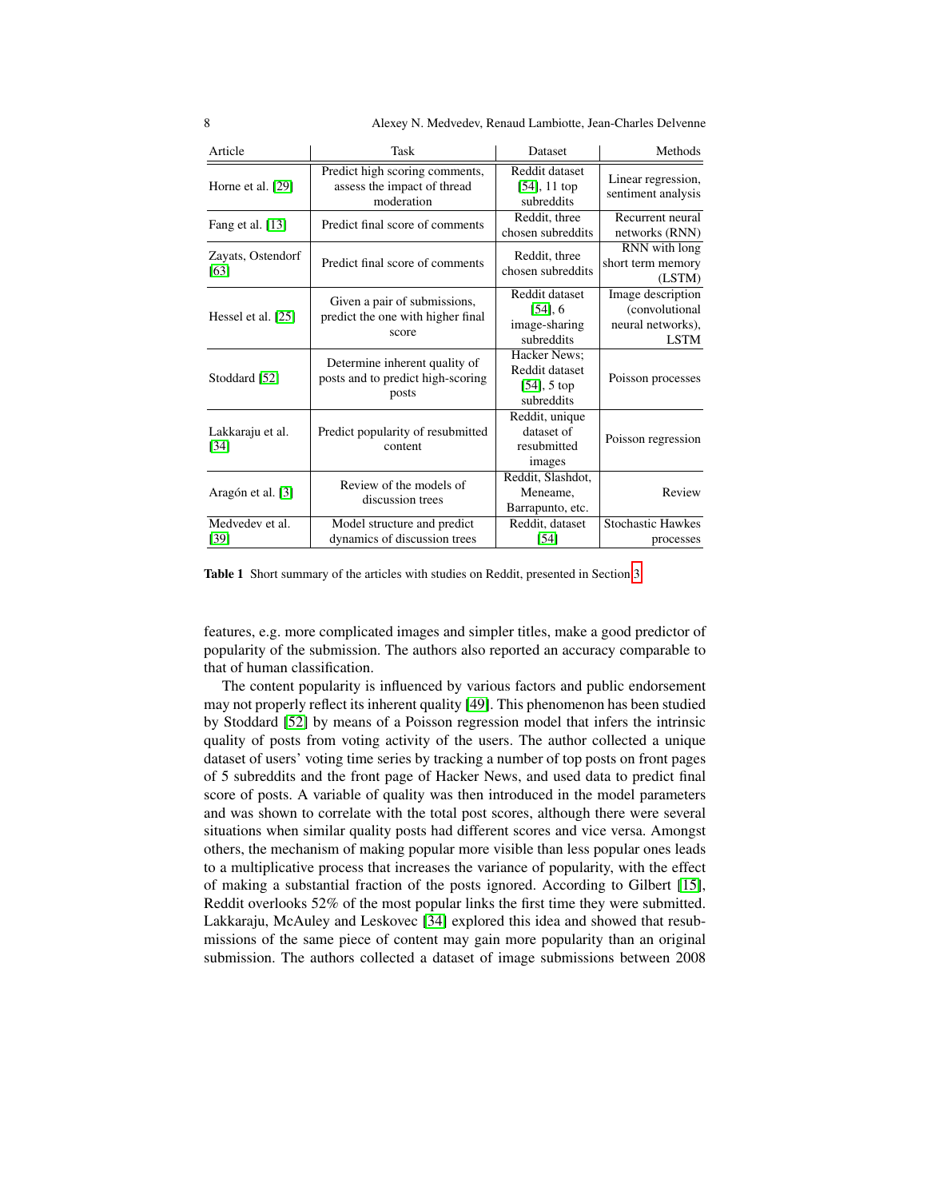| Article | Task | Dataset | Methods |
|---|---|---|---|
| Horne et al. [29] | Predict high scoring comments, assess the impact of thread moderation | Reddit dataset [54], 11 top subreddits | Linear regression, sentiment analysis |
| Fang et al. [13] | Predict final score of comments | Reddit, three chosen subreddits | Recurrent neural networks (RNN) |
| Zayats, Ostendorf [63] | Predict final score of comments | Reddit, three chosen subreddits | RNN with long short term memory (LSTM) |
| Hessel et al. [25] | Given a pair of submissions, predict the one with higher final score | Reddit dataset [54], 6 image-sharing subreddits | Image description (convolutional neural networks), LSTM |
| Stoddard [52] | Determine inherent quality of posts and to predict high-scoring posts | Hacker News; Reddit dataset [54], 5 top subreddits | Poisson processes |
| Lakkaraju et al. [34] | Predict popularity of resubmitted content | Reddit, unique dataset of resubmitted images | Poisson regression |
| Aragón et al. [3] | Review of the models of discussion trees | Reddit, Slashdot, Meneame, Barrapunto, etc. | Review |
| Medvedev et al. [39] | Model structure and predict dynamics of discussion trees | Reddit, dataset [54] | Stochastic Hawkes processes |

**Table 1** Short summary of the articles with studies on Reddit, presented in Section 3

features, e.g. more complicated images and simpler titles, make a good predictor of popularity of the submission. The authors also reported an accuracy comparable to that of human classification.

The content popularity is influenced by various factors and public endorsement may not properly reflect its inherent quality [49]. This phenomenon has been studied by Stoddard [52] by means of a Poisson regression model that infers the intrinsic quality of posts from voting activity of the users. The author collected a unique dataset of users' voting time series by tracking a number of top posts on front pages of 5 subreddits and the front page of Hacker News, and used data to predict final score of posts. A variable of quality was then introduced in the model parameters and was shown to correlate with the total post scores, although there were several situations when similar quality posts had different scores and vice versa. Amongst others, the mechanism of making popular more visible than less popular ones leads to a multiplicative process that increases the variance of popularity, with the effect of making a substantial fraction of the posts ignored. According to Gilbert [15], Reddit overlooks 52% of the most popular links the first time they were submitted. Lakkaraju, McAuley and Leskovec [34] explored this idea and showed that resubmissions of the same piece of content may gain more popularity than an original submission. The authors collected a dataset of image submissions between 2008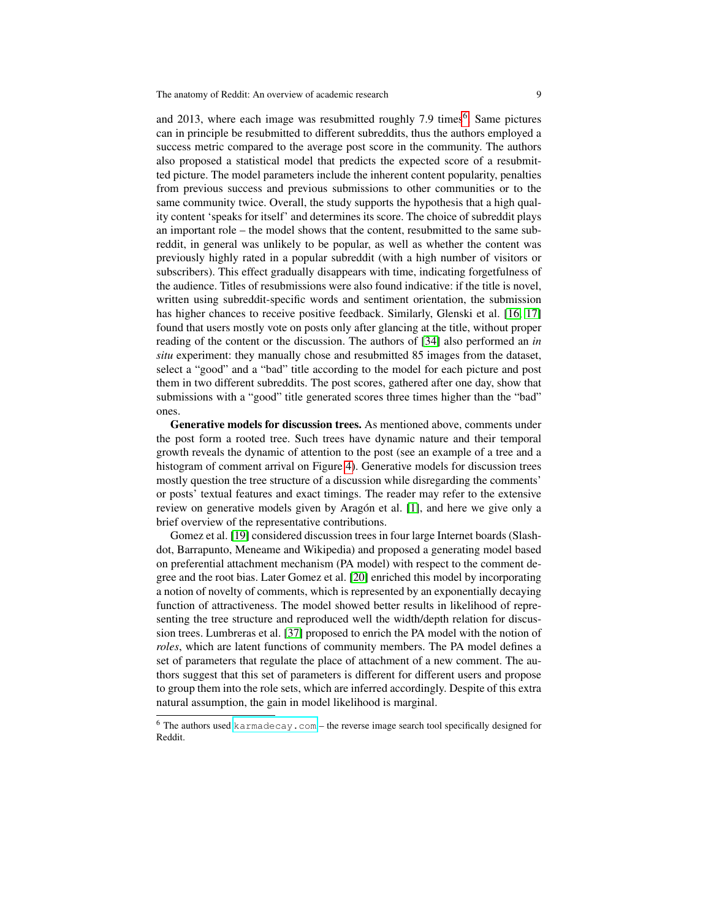and 2013, where each image was resubmitted roughly 7.9 times[6]. Same pictures can in principle be resubmitted to different subreddits, thus the authors employed a success metric compared to the average post score in the community. The authors also proposed a statistical model that predicts the expected score of a resubmitted picture. The model parameters include the inherent content popularity, penalties from previous success and previous submissions to other communities or to the same community twice. Overall, the study supports the hypothesis that a high quality content 'speaks for itself' and determines its score. The choice of subreddit plays an important role – the model shows that the content, resubmitted to the same subreddit, in general was unlikely to be popular, as well as whether the content was previously highly rated in a popular subreddit (with a high number of visitors or subscribers). This effect gradually disappears with time, indicating forgetfulness of the audience. Titles of resubmissions were also found indicative: if the title is novel, written using subreddit-specific words and sentiment orientation, the submission has higher chances to receive positive feedback. Similarly, Glenski et al. [16, 17] found that users mostly vote on posts only after glancing at the title, without proper reading of the content or the discussion. The authors of [34] also performed an *in situ* experiment: they manually chose and resubmitted 85 images from the dataset, select a "good" and a "bad" title according to the model for each picture and post them in two different subreddits. The post scores, gathered after one day, show that submissions with a "good" title generated scores three times higher than the "bad" ones.

**Generative models for discussion trees.** As mentioned above, comments under the post form a rooted tree. Such trees have dynamic nature and their temporal growth reveals the dynamic of attention to the post (see an example of a tree and a histogram of comment arrival on Figure 4). Generative models for discussion trees mostly question the tree structure of a discussion while disregarding the comments' or posts' textual features and exact timings. The reader may refer to the extensive review on generative models given by Aragón et al. [1], and here we give only a brief overview of the representative contributions.

Gomez et al. [19] considered discussion trees in four large Internet boards (Slashdot, Barrapunto, Meneame and Wikipedia) and proposed a generating model based on preferential attachment mechanism (PA model) with respect to the comment degree and the root bias. Later Gomez et al. [20] enriched this model by incorporating a notion of novelty of comments, which is represented by an exponentially decaying function of attractiveness. The model showed better results in likelihood of representing the tree structure and reproduced well the width/depth relation for discussion trees. Lumbreras et al. [37] proposed to enrich the PA model with the notion of *roles*, which are latent functions of community members. The PA model defines a set of parameters that regulate the place of attachment of a new comment. The authors suggest that this set of parameters is different for different users and propose to group them into the role sets, which are inferred accordingly. Despite of this extra natural assumption, the gain in model likelihood is marginal.

[6] The authors used karmadecay.com – the reverse image search tool specifically designed for Reddit.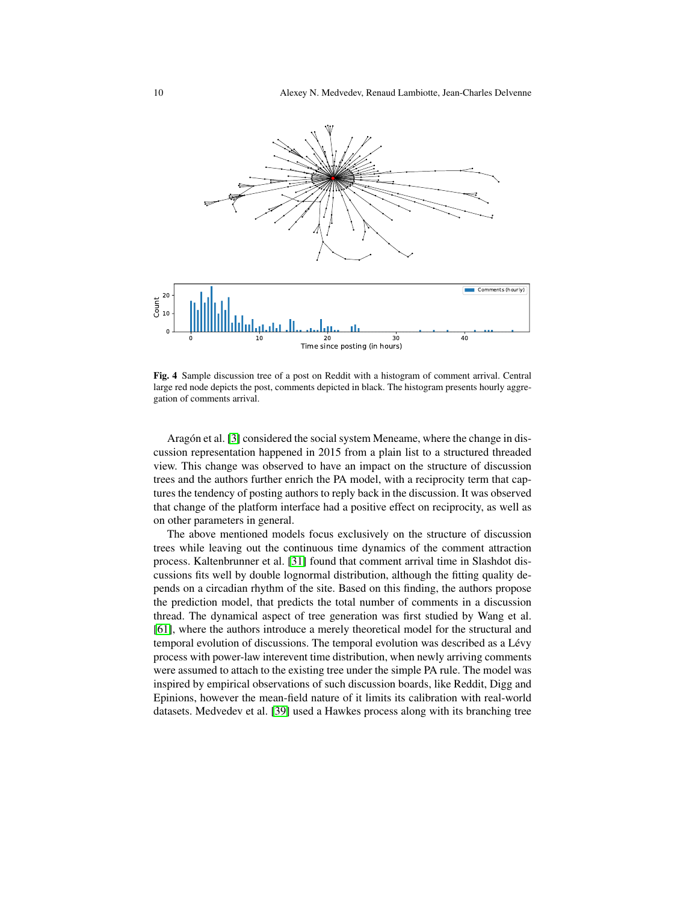**Fig. 4** Sample discussion tree of a post on Reddit with a histogram of comment arrival. Central large red node depicts the post, comments depicted in black. The histogram presents hourly aggregation of comments arrival.

Aragón et al. [3] considered the social system Meneame, where the change in discussion representation happened in 2015 from a plain list to a structured threaded view. This change was observed to have an impact on the structure of discussion trees and the authors further enrich the PA model, with a reciprocity term that captures the tendency of posting authors to reply back in the discussion. It was observed that change of the platform interface had a positive effect on reciprocity, as well as on other parameters in general.

The above mentioned models focus exclusively on the structure of discussion trees while leaving out the continuous time dynamics of the comment attraction process. Kaltenbrunner et al. [31] found that comment arrival time in Slashdot discussions fits well by double lognormal distribution, although the fitting quality depends on a circadian rhythm of the site. Based on this finding, the authors propose the prediction model, that predicts the total number of comments in a discussion thread. The dynamical aspect of tree generation was first studied by Wang et al. [61], where the authors introduce a merely theoretical model for the structural and temporal evolution of discussions. The temporal evolution was described as a Lévy process with power-law interevent time distribution, when newly arriving comments were assumed to attach to the existing tree under the simple PA rule. The model was inspired by empirical observations of such discussion boards, like Reddit, Digg and Epinions, however the mean-field nature of it limits its calibration with real-world datasets. Medvedev et al. [39] used a Hawkes process along with its branching tree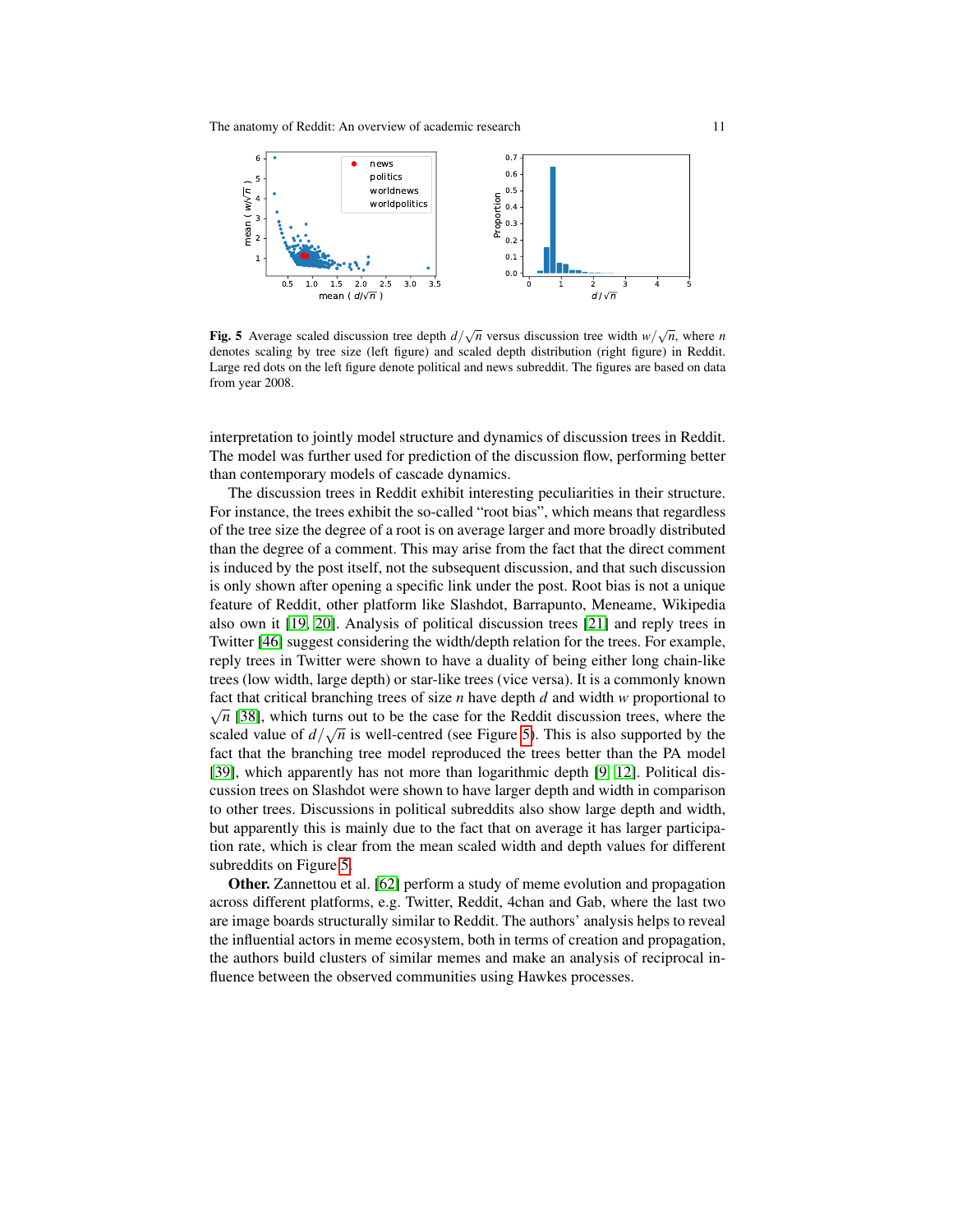**Fig. 5** Average scaled discussion tree depth $d/\sqrt{n}$ versus discussion tree width $w/\sqrt{n}$, where $n$ denotes scaling by tree size (left figure) and scaled depth distribution (right figure) in Reddit. Large red dots on the left figure denote political and news subreddit. The figures are based on data from year 2008.

interpretation to jointly model structure and dynamics of discussion trees in Reddit. The model was further used for prediction of the discussion flow, performing better than contemporary models of cascade dynamics.

The discussion trees in Reddit exhibit interesting peculiarities in their structure. For instance, the trees exhibit the so-called "root bias", which means that regardless of the tree size the degree of a root is on average larger and more broadly distributed than the degree of a comment. This may arise from the fact that the direct comment is induced by the post itself, not the subsequent discussion, and that such discussion is only shown after opening a specific link under the post. Root bias is not a unique feature of Reddit, other platform like Slashdot, Barrapunto, Meneame, Wikipedia also own it [19, 20]. Analysis of political discussion trees [21] and reply trees in Twitter [46] suggest considering the width/depth relation for the trees. For example, reply trees in Twitter were shown to have a duality of being either long chain-like trees (low width, large depth) or star-like trees (vice versa). It is a commonly known fact that critical branching trees of size $n$ have depth $d$ and width $w$ proportional to $\sqrt{n}$ [38], which turns out to be the case for the Reddit discussion trees, where the scaled value of $d/\sqrt{n}$ is well-centred (see Figure 5). This is also supported by the fact that the branching tree model reproduced the trees better than the PA model [39], which apparently has not more than logarithmic depth [9, 12]. Political discussion trees on Slashdot were shown to have larger depth and width in comparison to other trees. Discussions in political subreddits also show large depth and width, but apparently this is mainly due to the fact that on average it has larger participation rate, which is clear from the mean scaled width and depth values for different subreddits on Figure 5.

**Other.** Zannettou et al. [62] perform a study of meme evolution and propagation across different platforms, e.g. Twitter, Reddit, 4chan and Gab, where the last two are image boards structurally similar to Reddit. The authors' analysis helps to reveal the influential actors in meme ecosystem, both in terms of creation and propagation, the authors build clusters of similar memes and make an analysis of reciprocal influence between the observed communities using Hawkes processes.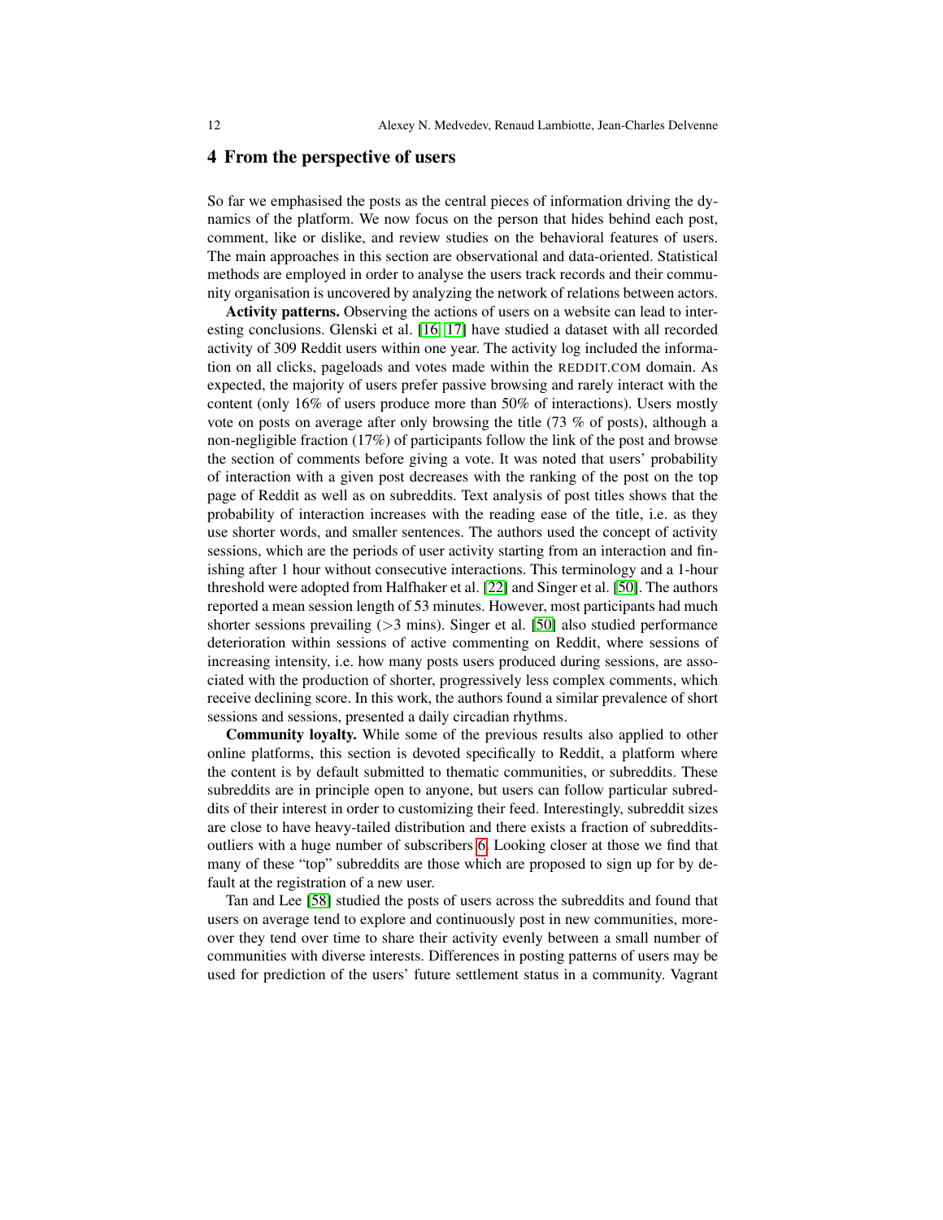## 4 From the perspective of users

So far we emphasised the posts as the central pieces of information driving the dynamics of the platform. We now focus on the person that hides behind each post, comment, like or dislike, and review studies on the behavioral features of users. The main approaches in this section are observational and data-oriented. Statistical methods are employed in order to analyse the users track records and their community organisation is uncovered by analyzing the network of relations between actors.

**Activity patterns.** Observing the actions of users on a website can lead to interesting conclusions. Glenski et al. [16, 17] have studied a dataset with all recorded activity of 309 Reddit users within one year. The activity log included the information on all clicks, pageloads and votes made within the REDDIT.COM domain. As expected, the majority of users prefer passive browsing and rarely interact with the content (only 16% of users produce more than 50% of interactions). Users mostly vote on posts on average after only browsing the title (73 % of posts), although a non-negligible fraction (17%) of participants follow the link of the post and browse the section of comments before giving a vote. It was noted that users' probability of interaction with a given post decreases with the ranking of the post on the top page of Reddit as well as on subreddits. Text analysis of post titles shows that the probability of interaction increases with the reading ease of the title, i.e. as they use shorter words, and smaller sentences. The authors used the concept of activity sessions, which are the periods of user activity starting from an interaction and finishing after 1 hour without consecutive interactions. This terminology and a 1-hour threshold were adopted from Halfhaker et al. [22] and Singer et al. [50]. The authors reported a mean session length of 53 minutes. However, most participants had much shorter sessions prevailing (>3 mins). Singer et al. [50] also studied performance deterioration within sessions of active commenting on Reddit, where sessions of increasing intensity, i.e. how many posts users produced during sessions, are associated with the production of shorter, progressively less complex comments, which receive declining score. In this work, the authors found a similar prevalence of short sessions and sessions, presented a daily circadian rhythms.

**Community loyalty.** While some of the previous results also applied to other online platforms, this section is devoted specifically to Reddit, a platform where the content is by default submitted to thematic communities, or subreddits. These subreddits are in principle open to anyone, but users can follow particular subreddits of their interest in order to customizing their feed. Interestingly, subreddit sizes are close to have heavy-tailed distribution and there exists a fraction of subreddits-outliers with a huge number of subscribers 6. Looking closer at those we find that many of these "top" subreddits are those which are proposed to sign up for by default at the registration of a new user.

Tan and Lee [58] studied the posts of users across the subreddits and found that users on average tend to explore and continuously post in new communities, moreover they tend over time to share their activity evenly between a small number of communities with diverse interests. Differences in posting patterns of users may be used for prediction of the users' future settlement status in a community. Vagrant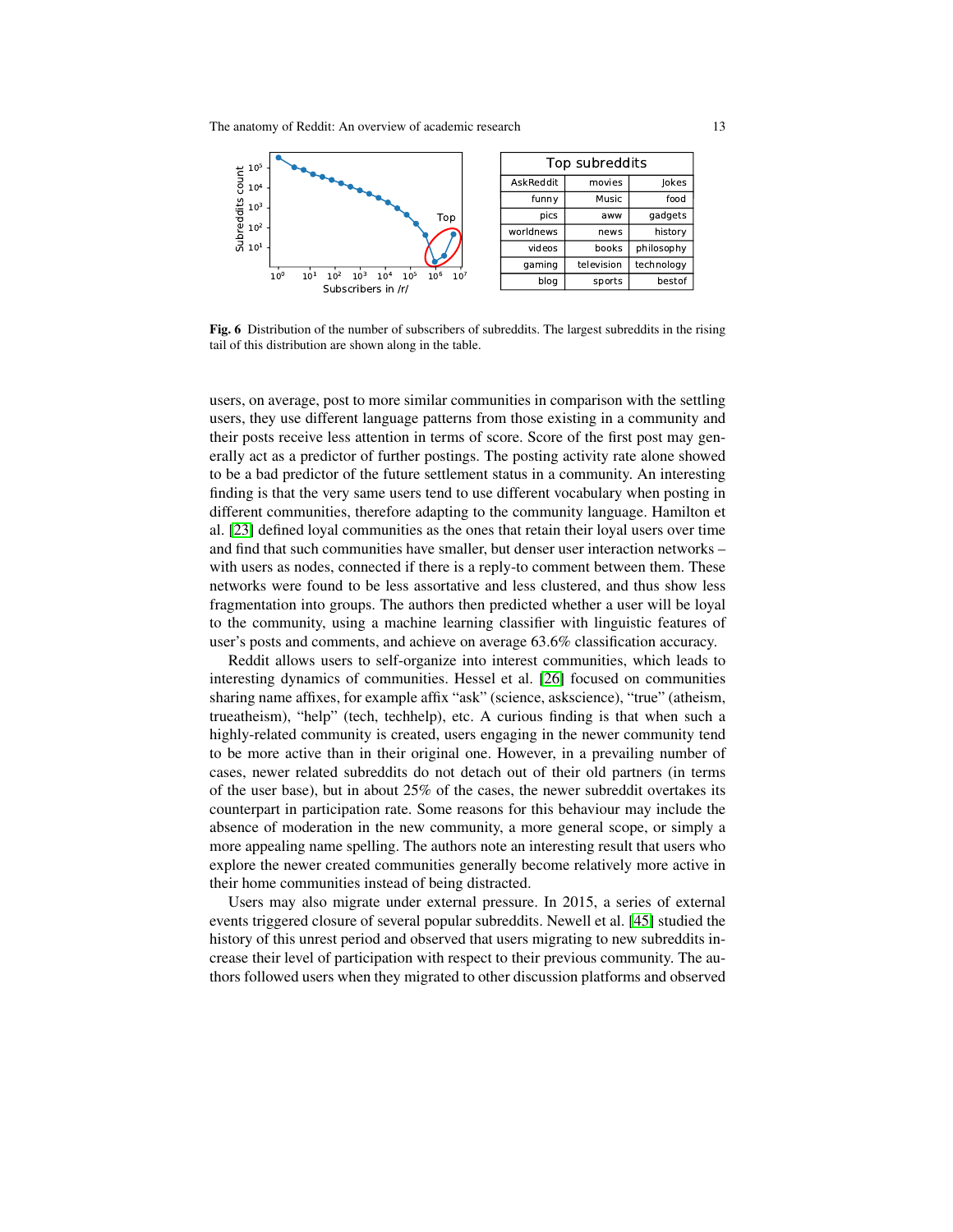| Top subreddits | | |
|---|---|---|
| AskReddit | movies | Jokes |
| funny | Music | food |
| pics | aww | gadgets |
| worldnews | news | history |
| videos | books | philosophy |
| gaming | television | technology |
| blog | sports | bestof |

**Fig. 6** Distribution of the number of subscribers of subreddits. The largest subreddits in the rising tail of this distribution are shown along in the table.

users, on average, post to more similar communities in comparison with the settling users, they use different language patterns from those existing in a community and their posts receive less attention in terms of score. Score of the first post may generally act as a predictor of further postings. The posting activity rate alone showed to be a bad predictor of the future settlement status in a community. An interesting finding is that the very same users tend to use different vocabulary when posting in different communities, therefore adapting to the community language. Hamilton et al. [23] defined loyal communities as the ones that retain their loyal users over time and find that such communities have smaller, but denser user interaction networks – with users as nodes, connected if there is a reply-to comment between them. These networks were found to be less assortative and less clustered, and thus show less fragmentation into groups. The authors then predicted whether a user will be loyal to the community, using a machine learning classifier with linguistic features of user's posts and comments, and achieve on average 63.6% classification accuracy.

Reddit allows users to self-organize into interest communities, which leads to interesting dynamics of communities. Hessel et al. [26] focused on communities sharing name affixes, for example affix "ask" (science, askscience), "true" (atheism, trueatheism), "help" (tech, techhelp), etc. A curious finding is that when such a highly-related community is created, users engaging in the newer community tend to be more active than in their original one. However, in a prevailing number of cases, newer related subreddits do not detach out of their old partners (in terms of the user base), but in about 25% of the cases, the newer subreddit overtakes its counterpart in participation rate. Some reasons for this behaviour may include the absence of moderation in the new community, a more general scope, or simply a more appealing name spelling. The authors note an interesting result that users who explore the newer created communities generally become relatively more active in their home communities instead of being distracted.

Users may also migrate under external pressure. In 2015, a series of external events triggered closure of several popular subreddits. Newell et al. [45] studied the history of this unrest period and observed that users migrating to new subreddits increase their level of participation with respect to their previous community. The authors followed users when they migrated to other discussion platforms and observed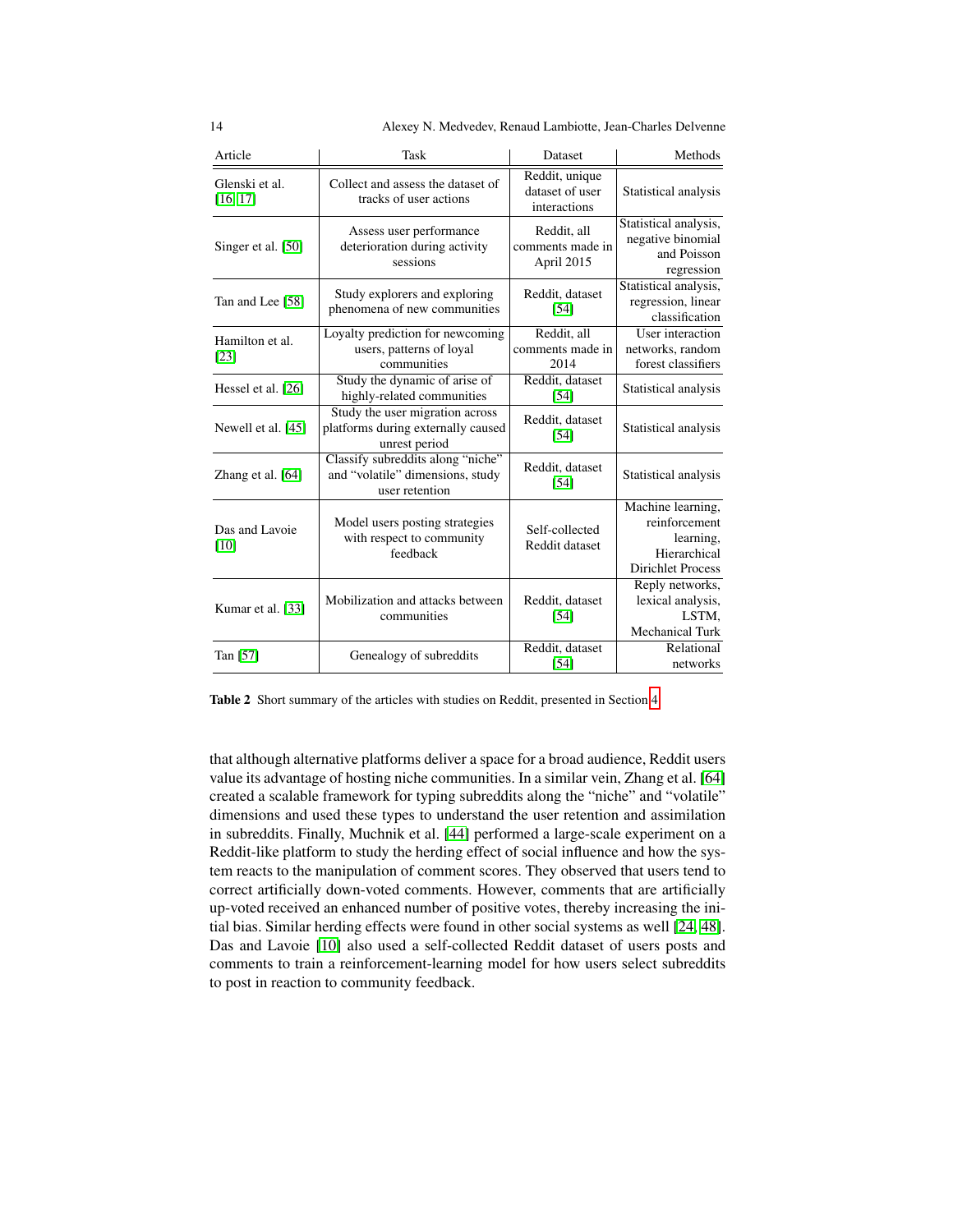| Article | Task | Dataset | Methods |
|---|---|---|---|
| Glenski et al. [16, 17] | Collect and assess the dataset of tracks of user actions | Reddit, unique dataset of user interactions | Statistical analysis |
| Singer et al. [50] | Assess user performance deterioration during activity sessions | Reddit, all comments made in April 2015 | Statistical analysis, negative binomial and Poisson regression |
| Tan and Lee [58] | Study explorers and exploring phenomena of new communities | Reddit, dataset [54] | Statistical analysis, regression, linear classification |
| Hamilton et al. [23] | Loyalty prediction for newcoming users, patterns of loyal communities | Reddit, all comments made in 2014 | User interaction networks, random forest classifiers |
| Hessel et al. [26] | Study the dynamic of arise of highly-related communities | Reddit, dataset [54] | Statistical analysis |
| Newell et al. [45] | Study the user migration across platforms during externally caused unrest period | Reddit, dataset [54] | Statistical analysis |
| Zhang et al. [64] | Classify subreddits along "niche" and "volatile" dimensions, study user retention | Reddit, dataset [54] | Statistical analysis |
| Das and Lavoie [10] | Model users posting strategies with respect to community feedback | Self-collected Reddit dataset | Machine learning, reinforcement learning, Hierarchical Dirichlet Process |
| Kumar et al. [33] | Mobilization and attacks between communities | Reddit, dataset [54] | Reply networks, lexical analysis, LSTM, Mechanical Turk |
| Tan [57] | Genealogy of subreddits | Reddit, dataset [54] | Relational networks |

**Table 2** Short summary of the articles with studies on Reddit, presented in Section 4

that although alternative platforms deliver a space for a broad audience, Reddit users value its advantage of hosting niche communities. In a similar vein, Zhang et al. [64] created a scalable framework for typing subreddits along the "niche" and "volatile" dimensions and used these types to understand the user retention and assimilation in subreddits. Finally, Muchnik et al. [44] performed a large-scale experiment on a Reddit-like platform to study the herding effect of social influence and how the system reacts to the manipulation of comment scores. They observed that users tend to correct artificially down-voted comments. However, comments that are artificially up-voted received an enhanced number of positive votes, thereby increasing the initial bias. Similar herding effects were found in other social systems as well [24, 48]. Das and Lavoie [10] also used a self-collected Reddit dataset of users posts and comments to train a reinforcement-learning model for how users select subreddits to post in reaction to community feedback.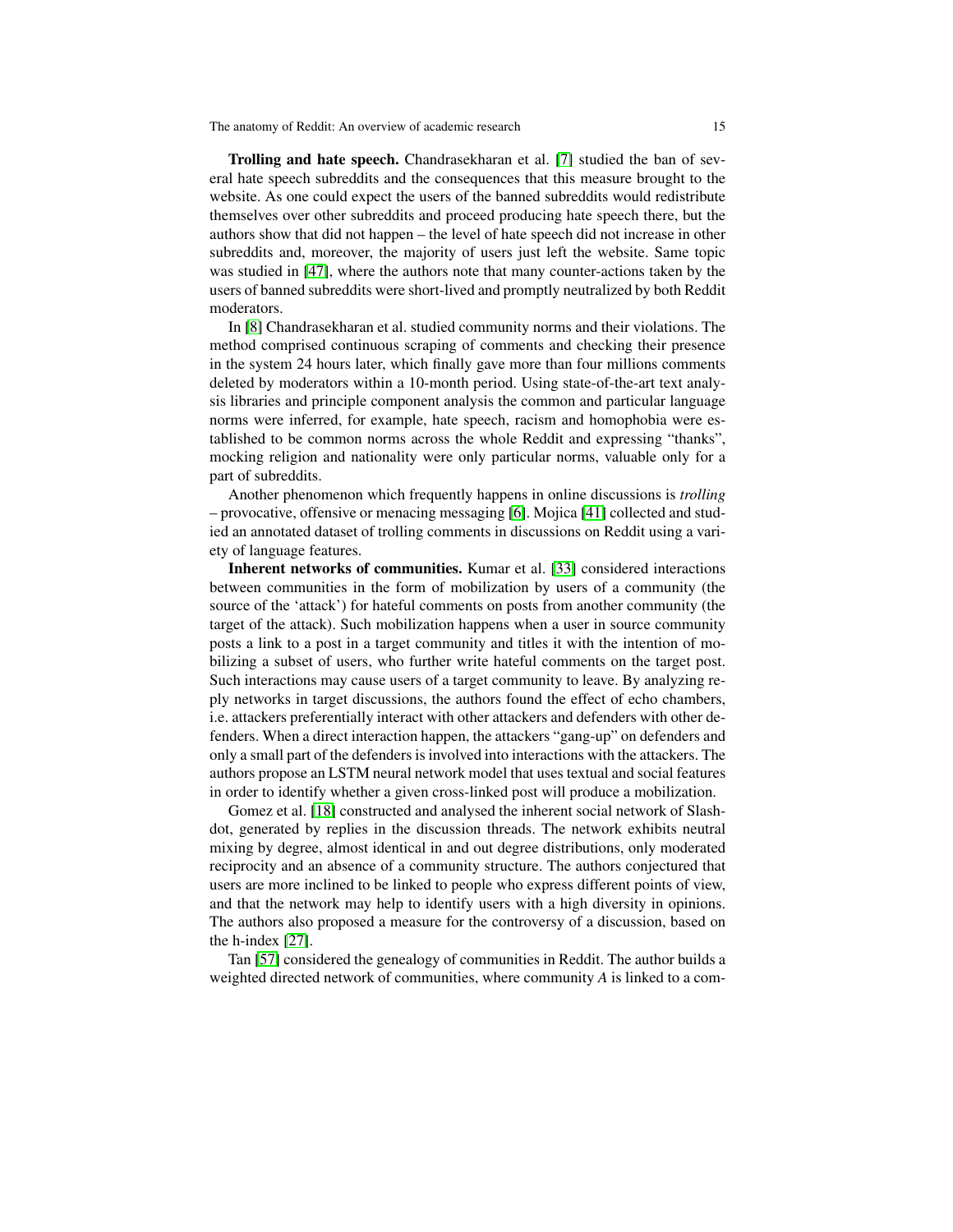**Trolling and hate speech.** Chandrasekharan et al. [7] studied the ban of several hate speech subreddits and the consequences that this measure brought to the website. As one could expect the users of the banned subreddits would redistribute themselves over other subreddits and proceed producing hate speech there, but the authors show that did not happen – the level of hate speech did not increase in other subreddits and, moreover, the majority of users just left the website. Same topic was studied in [47], where the authors note that many counter-actions taken by the users of banned subreddits were short-lived and promptly neutralized by both Reddit moderators.

In [8] Chandrasekharan et al. studied community norms and their violations. The method comprised continuous scraping of comments and checking their presence in the system 24 hours later, which finally gave more than four millions comments deleted by moderators within a 10-month period. Using state-of-the-art text analysis libraries and principle component analysis the common and particular language norms were inferred, for example, hate speech, racism and homophobia were established to be common norms across the whole Reddit and expressing "thanks", mocking religion and nationality were only particular norms, valuable only for a part of subreddits.

Another phenomenon which frequently happens in online discussions is *trolling* – provocative, offensive or menacing messaging [6]. Mojica [41] collected and studied an annotated dataset of trolling comments in discussions on Reddit using a variety of language features.

**Inherent networks of communities.** Kumar et al. [33] considered interactions between communities in the form of mobilization by users of a community (the source of the 'attack') for hateful comments on posts from another community (the target of the attack). Such mobilization happens when a user in source community posts a link to a post in a target community and titles it with the intention of mobilizing a subset of users, who further write hateful comments on the target post. Such interactions may cause users of a target community to leave. By analyzing reply networks in target discussions, the authors found the effect of echo chambers, i.e. attackers preferentially interact with other attackers and defenders with other defenders. When a direct interaction happen, the attackers "gang-up" on defenders and only a small part of the defenders is involved into interactions with the attackers. The authors propose an LSTM neural network model that uses textual and social features in order to identify whether a given cross-linked post will produce a mobilization.

Gomez et al. [18] constructed and analysed the inherent social network of Slashdot, generated by replies in the discussion threads. The network exhibits neutral mixing by degree, almost identical in and out degree distributions, only moderated reciprocity and an absence of a community structure. The authors conjectured that users are more inclined to be linked to people who express different points of view, and that the network may help to identify users with a high diversity in opinions. The authors also proposed a measure for the controversy of a discussion, based on the h-index [27].

Tan [57] considered the genealogy of communities in Reddit. The author builds a weighted directed network of communities, where community $A$ is linked to a com-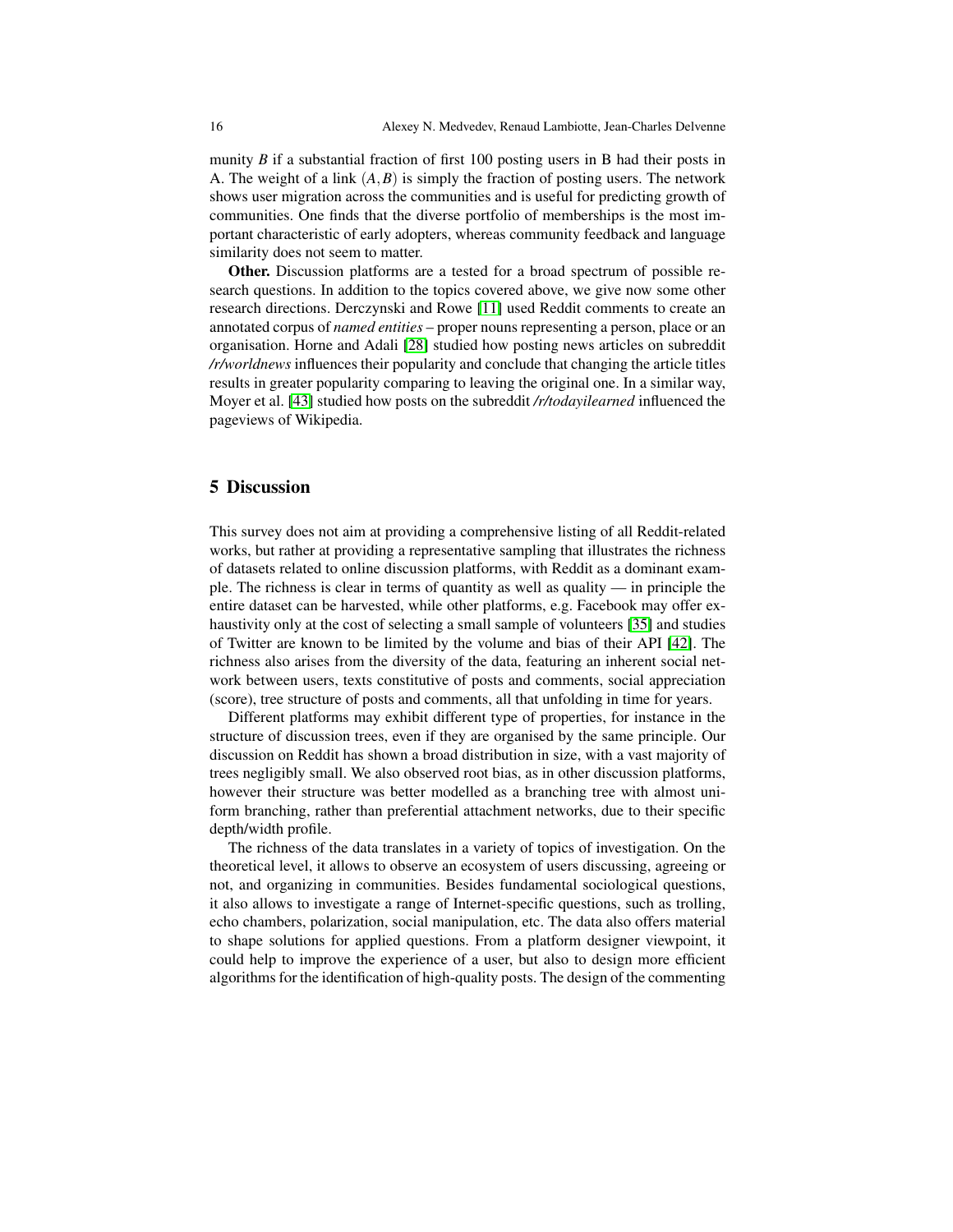munity *B* if a substantial fraction of first 100 posting users in B had their posts in A. The weight of a link $(A,B)$ is simply the fraction of posting users. The network shows user migration across the communities and is useful for predicting growth of communities. One finds that the diverse portfolio of memberships is the most important characteristic of early adopters, whereas community feedback and language similarity does not seem to matter.

**Other.** Discussion platforms are a tested for a broad spectrum of possible research questions. In addition to the topics covered above, we give now some other research directions. Derczynski and Rowe [11] used Reddit comments to create an annotated corpus of *named entities* – proper nouns representing a person, place or an organisation. Horne and Adali [28] studied how posting news articles on subreddit */r/worldnews* influences their popularity and conclude that changing the article titles results in greater popularity comparing to leaving the original one. In a similar way, Moyer et al. [43] studied how posts on the subreddit */r/todayilearned* influenced the pageviews of Wikipedia.

## 5 Discussion

This survey does not aim at providing a comprehensive listing of all Reddit-related works, but rather at providing a representative sampling that illustrates the richness of datasets related to online discussion platforms, with Reddit as a dominant example. The richness is clear in terms of quantity as well as quality — in principle the entire dataset can be harvested, while other platforms, e.g. Facebook may offer exhaustivity only at the cost of selecting a small sample of volunteers [35] and studies of Twitter are known to be limited by the volume and bias of their API [42]. The richness also arises from the diversity of the data, featuring an inherent social network between users, texts constitutive of posts and comments, social appreciation (score), tree structure of posts and comments, all that unfolding in time for years.

Different platforms may exhibit different type of properties, for instance in the structure of discussion trees, even if they are organised by the same principle. Our discussion on Reddit has shown a broad distribution in size, with a vast majority of trees negligibly small. We also observed root bias, as in other discussion platforms, however their structure was better modelled as a branching tree with almost uniform branching, rather than preferential attachment networks, due to their specific depth/width profile.

The richness of the data translates in a variety of topics of investigation. On the theoretical level, it allows to observe an ecosystem of users discussing, agreeing or not, and organizing in communities. Besides fundamental sociological questions, it also allows to investigate a range of Internet-specific questions, such as trolling, echo chambers, polarization, social manipulation, etc. The data also offers material to shape solutions for applied questions. From a platform designer viewpoint, it could help to improve the experience of a user, but also to design more efficient algorithms for the identification of high-quality posts. The design of the commenting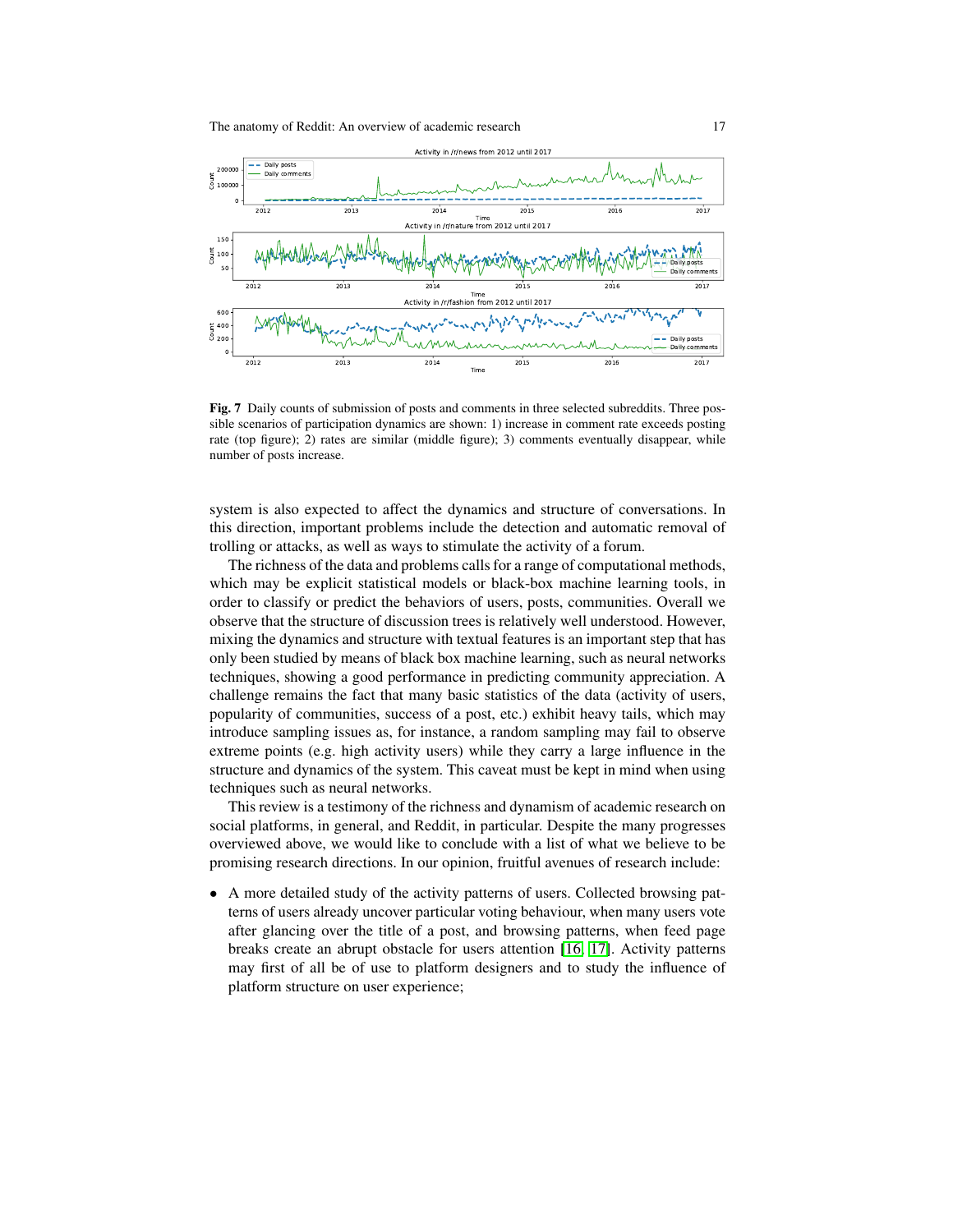Activity in /r/news from 2012 until 2017

Daily posts
Daily comments

Count

200000
100000
0

2012 2013 2014 2015 2016 2017

Time

Activity in /r/nature from 2012 until 2017

Count

150
100
50

2012 2013 2014 2015 2016 2017

Daily posts
Daily comments

Time

Activity in /r/fashion from 2012 until 2017

Count

600
400
200
0

2012 2013 2014 2015 2016 2017

Daily posts
Daily comments

Time

**Fig. 7** Daily counts of submission of posts and comments in three selected subreddits. Three possible scenarios of participation dynamics are shown: 1) increase in comment rate exceeds posting rate (top figure); 2) rates are similar (middle figure); 3) comments eventually disappear, while number of posts increase.

system is also expected to affect the dynamics and structure of conversations. In this direction, important problems include the detection and automatic removal of trolling or attacks, as well as ways to stimulate the activity of a forum.

The richness of the data and problems calls for a range of computational methods, which may be explicit statistical models or black-box machine learning tools, in order to classify or predict the behaviors of users, posts, communities. Overall we observe that the structure of discussion trees is relatively well understood. However, mixing the dynamics and structure with textual features is an important step that has only been studied by means of black box machine learning, such as neural networks techniques, showing a good performance in predicting community appreciation. A challenge remains the fact that many basic statistics of the data (activity of users, popularity of communities, success of a post, etc.) exhibit heavy tails, which may introduce sampling issues as, for instance, a random sampling may fail to observe extreme points (e.g. high activity users) while they carry a large influence in the structure and dynamics of the system. This caveat must be kept in mind when using techniques such as neural networks.

This review is a testimony of the richness and dynamism of academic research on social platforms, in general, and Reddit, in particular. Despite the many progresses overviewed above, we would like to conclude with a list of what we believe to be promising research directions. In our opinion, fruitful avenues of research include:

- A more detailed study of the activity patterns of users. Collected browsing patterns of users already uncover particular voting behaviour, when many users vote after glancing over the title of a post, and browsing patterns, when feed page breaks create an abrupt obstacle for users attention [16, 17]. Activity patterns may first of all be of use to platform designers and to study the influence of platform structure on user experience;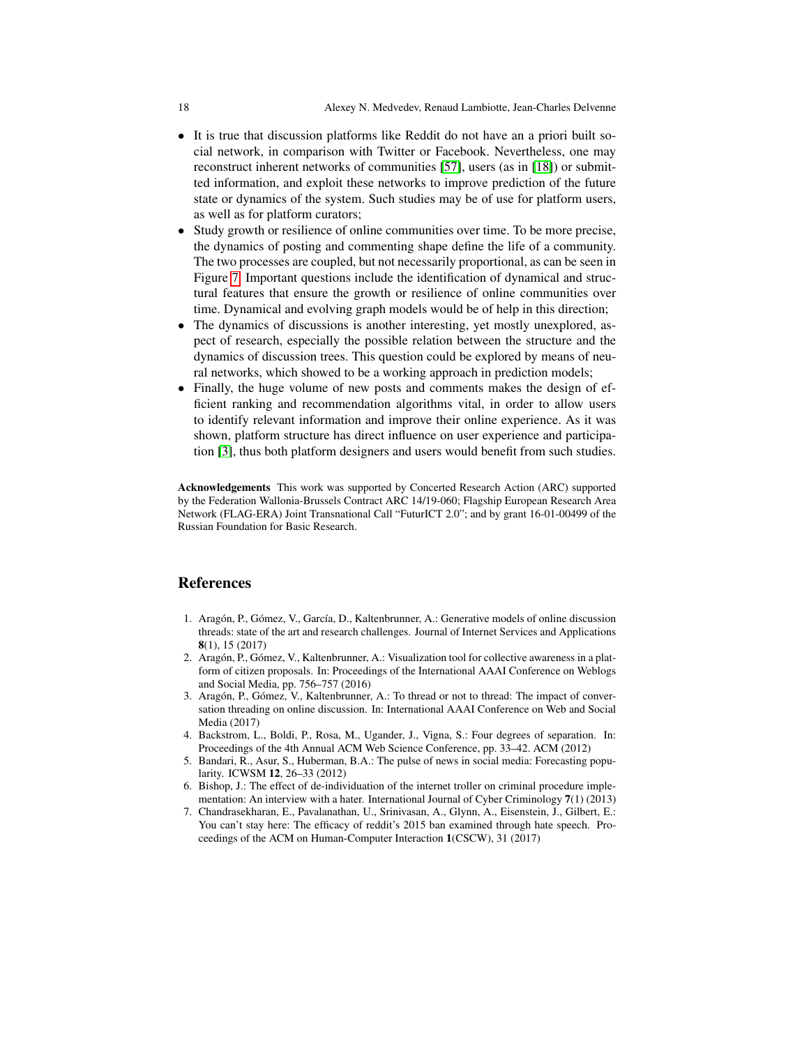- It is true that discussion platforms like Reddit do not have an a priori built social network, in comparison with Twitter or Facebook. Nevertheless, one may reconstruct inherent networks of communities [57], users (as in [18]) or submitted information, and exploit these networks to improve prediction of the future state or dynamics of the system. Such studies may be of use for platform users, as well as for platform curators;
- Study growth or resilience of online communities over time. To be more precise, the dynamics of posting and commenting shape define the life of a community. The two processes are coupled, but not necessarily proportional, as can be seen in Figure 7. Important questions include the identification of dynamical and structural features that ensure the growth or resilience of online communities over time. Dynamical and evolving graph models would be of help in this direction;
- The dynamics of discussions is another interesting, yet mostly unexplored, aspect of research, especially the possible relation between the structure and the dynamics of discussion trees. This question could be explored by means of neural networks, which showed to be a working approach in prediction models;
- Finally, the huge volume of new posts and comments makes the design of efficient ranking and recommendation algorithms vital, in order to allow users to identify relevant information and improve their online experience. As it was shown, platform structure has direct influence on user experience and participation [3], thus both platform designers and users would benefit from such studies.

**Acknowledgements** This work was supported by Concerted Research Action (ARC) supported by the Federation Wallonia-Brussels Contract ARC 14/19-060; Flagship European Research Area Network (FLAG-ERA) Joint Transnational Call "FuturICT 2.0"; and by grant 16-01-00499 of the Russian Foundation for Basic Research.

## References

1. Aragón, P., Gómez, V., García, D., Kaltenbrunner, A.: Generative models of online discussion threads: state of the art and research challenges. Journal of Internet Services and Applications **8**(1), 15 (2017)
2. Aragón, P., Gómez, V., Kaltenbrunner, A.: Visualization tool for collective awareness in a platform of citizen proposals. In: Proceedings of the International AAAI Conference on Weblogs and Social Media, pp. 756–757 (2016)
3. Aragón, P., Gómez, V., Kaltenbrunner, A.: To thread or not to thread: The impact of conversation threading on online discussion. In: International AAAI Conference on Web and Social Media (2017)
4. Backstrom, L., Boldi, P., Rosa, M., Ugander, J., Vigna, S.: Four degrees of separation. In: Proceedings of the 4th Annual ACM Web Science Conference, pp. 33–42. ACM (2012)
5. Bandari, R., Asur, S., Huberman, B.A.: The pulse of news in social media: Forecasting popularity. ICWSM **12**, 26–33 (2012)
6. Bishop, J.: The effect of de-individuation of the internet troller on criminal procedure implementation: An interview with a hater. International Journal of Cyber Criminology **7**(1) (2013)
7. Chandrasekharan, E., Pavalanathan, U., Srinivasan, A., Glynn, A., Eisenstein, J., Gilbert, E.: You can't stay here: The efficacy of reddit's 2015 ban examined through hate speech. Proceedings of the ACM on Human-Computer Interaction **1**(CSCW), 31 (2017)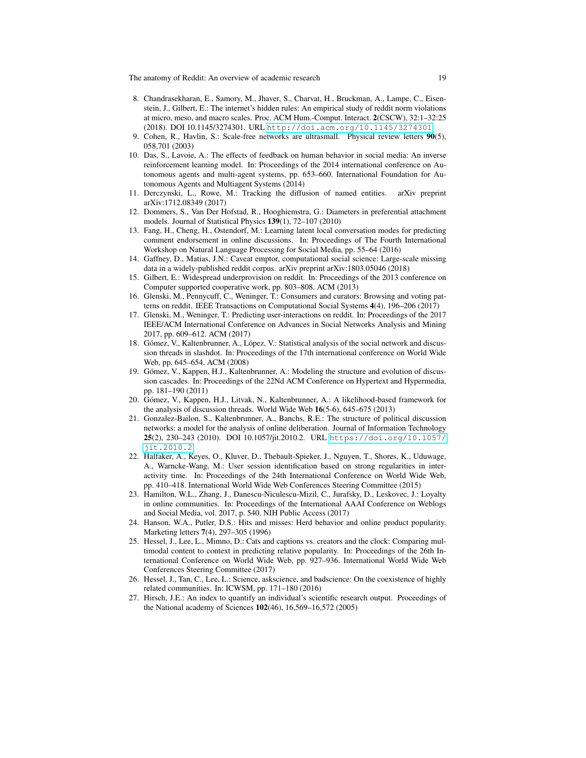8. Chandrasekharan, E., Samory, M., Jhaver, S., Charvat, H., Bruckman, A., Lampe, C., Eisenstein, J., Gilbert, E.: The internet's hidden rules: An empirical study of reddit norm violations at micro, meso, and macro scales. Proc. ACM Hum.-Comput. Interact. **2**(CSCW), 32:1–32:25 (2018). DOI 10.1145/3274301. URL http://doi.acm.org/10.1145/3274301
9. Cohen, R., Havlin, S.: Scale-free networks are ultrasmall. Physical review letters **90**(5), 058,701 (2003)
10. Das, S., Lavoie, A.: The effects of feedback on human behavior in social media: An inverse reinforcement learning model. In: Proceedings of the 2014 international conference on Autonomous agents and multi-agent systems, pp. 653–660. International Foundation for Autonomous Agents and Multiagent Systems (2014)
11. Derczynski, L., Rowe, M.: Tracking the diffusion of named entities. arXiv preprint arXiv:1712.08349 (2017)
12. Dommers, S., Van Der Hofstad, R., Hooghiemstra, G.: Diameters in preferential attachment models. Journal of Statistical Physics **139**(1), 72–107 (2010)
13. Fang, H., Cheng, H., Ostendorf, M.: Learning latent local conversation modes for predicting comment endorsement in online discussions. In: Proceedings of The Fourth International Workshop on Natural Language Processing for Social Media, pp. 55–64 (2016)
14. Gaffney, D., Matias, J.N.: Caveat emptor, computational social science: Large-scale missing data in a widely-published reddit corpus. arXiv preprint arXiv:1803.05046 (2018)
15. Gilbert, E.: Widespread underprovision on reddit. In: Proceedings of the 2013 conference on Computer supported cooperative work, pp. 803–808. ACM (2013)
16. Glenski, M., Pennycuff, C., Weninger, T.: Consumers and curators: Browsing and voting patterns on reddit. IEEE Transactions on Computational Social Systems **4**(4), 196–206 (2017)
17. Glenski, M., Weninger, T.: Predicting user-interactions on reddit. In: Proceedings of the 2017 IEEE/ACM International Conference on Advances in Social Networks Analysis and Mining 2017, pp. 609–612. ACM (2017)
18. Gómez, V., Kaltenbrunner, A., López, V.: Statistical analysis of the social network and discussion threads in slashdot. In: Proceedings of the 17th international conference on World Wide Web, pp. 645–654. ACM (2008)
19. Gómez, V., Kappen, H.J., Kaltenbrunner, A.: Modeling the structure and evolution of discussion cascades. In: Proceedings of the 22Nd ACM Conference on Hypertext and Hypermedia, pp. 181–190 (2011)
20. Gómez, V., Kappen, H.J., Litvak, N., Kaltenbrunner, A.: A likelihood-based framework for the analysis of discussion threads. World Wide Web **16**(5-6), 645–675 (2013)
21. Gonzalez-Bailon, S., Kaltenbrunner, A., Banchs, R.E.: The structure of political discussion networks: a model for the analysis of online deliberation. Journal of Information Technology **25**(2), 230–243 (2010). DOI 10.1057/jit.2010.2. URL https://doi.org/10.1057/jit.2010.2
22. Halfaker, A., Keyes, O., Kluver, D., Thebault-Spieker, J., Nguyen, T., Shores, K., Uduwage, A., Warncke-Wang, M.: User session identification based on strong regularities in interactivity time. In: Proceedings of the 24th International Conference on World Wide Web, pp. 410–418. International World Wide Web Conferences Steering Committee (2015)
23. Hamilton, W.L., Zhang, J., Danescu-Niculescu-Mizil, C., Jurafsky, D., Leskovec, J.: Loyalty in online communities. In: Proceedings of the International AAAI Conference on Weblogs and Social Media, vol. 2017, p. 540. NIH Public Access (2017)
24. Hanson, W.A., Putler, D.S.: Hits and misses: Herd behavior and online product popularity. Marketing letters **7**(4), 297–305 (1996)
25. Hessel, J., Lee, L., Mimno, D.: Cats and captions vs. creators and the clock: Comparing multimodal content to context in predicting relative popularity. In: Proceedings of the 26th International Conference on World Wide Web, pp. 927–936. International World Wide Web Conferences Steering Committee (2017)
26. Hessel, J., Tan, C., Lee, L.: Science, askscience, and badscience: On the coexistence of highly related communities. In: ICWSM, pp. 171–180 (2016)
27. Hirsch, J.E.: An index to quantify an individual's scientific research output. Proceedings of the National academy of Sciences **102**(46), 16,569–16,572 (2005)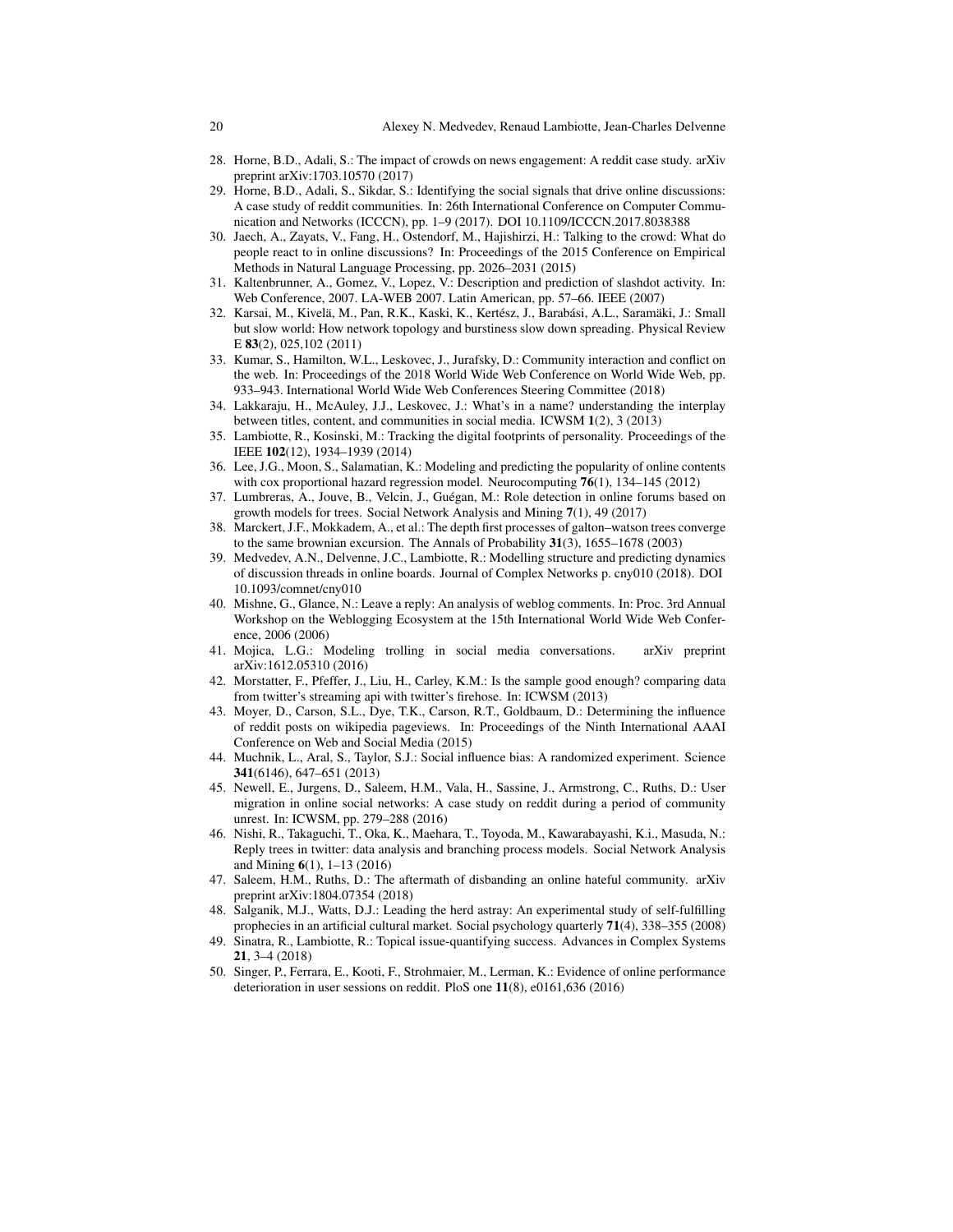28. Horne, B.D., Adali, S.: The impact of crowds on news engagement: A reddit case study. arXiv preprint arXiv:1703.10570 (2017)
29. Horne, B.D., Adali, S., Sikdar, S.: Identifying the social signals that drive online discussions: A case study of reddit communities. In: 26th International Conference on Computer Communication and Networks (ICCCN), pp. 1–9 (2017). DOI 10.1109/ICCCN.2017.8038388
30. Jaech, A., Zayats, V., Fang, H., Ostendorf, M., Hajishirzi, H.: Talking to the crowd: What do people react to in online discussions? In: Proceedings of the 2015 Conference on Empirical Methods in Natural Language Processing, pp. 2026–2031 (2015)
31. Kaltenbrunner, A., Gomez, V., Lopez, V.: Description and prediction of slashdot activity. In: Web Conference, 2007. LA-WEB 2007. Latin American, pp. 57–66. IEEE (2007)
32. Karsai, M., Kivelä, M., Pan, R.K., Kaski, K., Kertész, J., Barabási, A.L., Saramäki, J.: Small but slow world: How network topology and burstiness slow down spreading. Physical Review E **83**(2), 025,102 (2011)
33. Kumar, S., Hamilton, W.L., Leskovec, J., Jurafsky, D.: Community interaction and conflict on the web. In: Proceedings of the 2018 World Wide Web Conference on World Wide Web, pp. 933–943. International World Wide Web Conferences Steering Committee (2018)
34. Lakkaraju, H., McAuley, J.J., Leskovec, J.: What's in a name? understanding the interplay between titles, content, and communities in social media. ICWSM **1**(2), 3 (2013)
35. Lambiotte, R., Kosinski, M.: Tracking the digital footprints of personality. Proceedings of the IEEE **102**(12), 1934–1939 (2014)
36. Lee, J.G., Moon, S., Salamatian, K.: Modeling and predicting the popularity of online contents with cox proportional hazard regression model. Neurocomputing **76**(1), 134–145 (2012)
37. Lumbreras, A., Jouve, B., Velcin, J., Guégan, M.: Role detection in online forums based on growth models for trees. Social Network Analysis and Mining **7**(1), 49 (2017)
38. Marckert, J.F., Mokkadem, A., et al.: The depth first processes of galton–watson trees converge to the same brownian excursion. The Annals of Probability **31**(3), 1655–1678 (2003)
39. Medvedev, A.N., Delvenne, J.C., Lambiotte, R.: Modelling structure and predicting dynamics of discussion threads in online boards. Journal of Complex Networks p. cny010 (2018). DOI 10.1093/comnet/cny010
40. Mishne, G., Glance, N.: Leave a reply: An analysis of weblog comments. In: Proc. 3rd Annual Workshop on the Weblogging Ecosystem at the 15th International World Wide Web Conference, 2006 (2006)
41. Mojica, L.G.: Modeling trolling in social media conversations. arXiv preprint arXiv:1612.05310 (2016)
42. Morstatter, F., Pfeffer, J., Liu, H., Carley, K.M.: Is the sample good enough? comparing data from twitter's streaming api with twitter's firehose. In: ICWSM (2013)
43. Moyer, D., Carson, S.L., Dye, T.K., Carson, R.T., Goldbaum, D.: Determining the influence of reddit posts on wikipedia pageviews. In: Proceedings of the Ninth International AAAI Conference on Web and Social Media (2015)
44. Muchnik, L., Aral, S., Taylor, S.J.: Social influence bias: A randomized experiment. Science **341**(6146), 647–651 (2013)
45. Newell, E., Jurgens, D., Saleem, H.M., Vala, H., Sassine, J., Armstrong, C., Ruths, D.: User migration in online social networks: A case study on reddit during a period of community unrest. In: ICWSM, pp. 279–288 (2016)
46. Nishi, R., Takaguchi, T., Oka, K., Maehara, T., Toyoda, M., Kawarabayashi, K.i., Masuda, N.: Reply trees in twitter: data analysis and branching process models. Social Network Analysis and Mining **6**(1), 1–13 (2016)
47. Saleem, H.M., Ruths, D.: The aftermath of disbanding an online hateful community. arXiv preprint arXiv:1804.07354 (2018)
48. Salganik, M.J., Watts, D.J.: Leading the herd astray: An experimental study of self-fulfilling prophecies in an artificial cultural market. Social psychology quarterly **71**(4), 338–355 (2008)
49. Sinatra, R., Lambiotte, R.: Topical issue-quantifying success. Advances in Complex Systems **21**, 3–4 (2018)
50. Singer, P., Ferrara, E., Kooti, F., Strohmaier, M., Lerman, K.: Evidence of online performance deterioration in user sessions on reddit. PloS one **11**(8), e0161,636 (2016)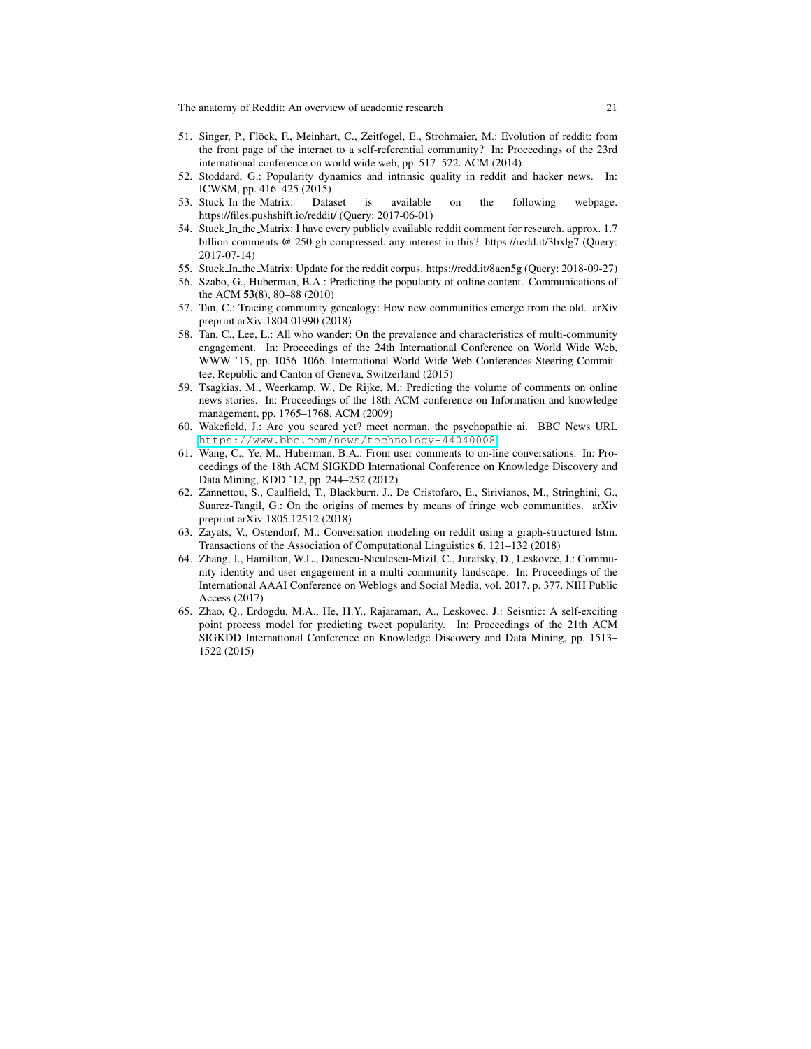51. Singer, P., Flöck, F., Meinhart, C., Zeitfogel, E., Strohmaier, M.: Evolution of reddit: from the front page of the internet to a self-referential community? In: Proceedings of the 23rd international conference on world wide web, pp. 517–522. ACM (2014)
52. Stoddard, G.: Popularity dynamics and intrinsic quality in reddit and hacker news. In: ICWSM, pp. 416–425 (2015)
53. Stuck_In_the_Matrix: Dataset is available on the following webpage. https://files.pushshift.io/reddit/ (Query: 2017-06-01)
54. Stuck_In_the_Matrix: I have every publicly available reddit comment for research. approx. 1.7 billion comments @ 250 gb compressed. any interest in this? https://redd.it/3bxlg7 (Query: 2017-07-14)
55. Stuck_In_the_Matrix: Update for the reddit corpus. https://redd.it/8aen5g (Query: 2018-09-27)
56. Szabo, G., Huberman, B.A.: Predicting the popularity of online content. Communications of the ACM **53**(8), 80–88 (2010)
57. Tan, C.: Tracing community genealogy: How new communities emerge from the old. arXiv preprint arXiv:1804.01990 (2018)
58. Tan, C., Lee, L.: All who wander: On the prevalence and characteristics of multi-community engagement. In: Proceedings of the 24th International Conference on World Wide Web, WWW '15, pp. 1056–1066. International World Wide Web Conferences Steering Committee, Republic and Canton of Geneva, Switzerland (2015)
59. Tsagkias, M., Weerkamp, W., De Rijke, M.: Predicting the volume of comments on online news stories. In: Proceedings of the 18th ACM conference on Information and knowledge management, pp. 1765–1768. ACM (2009)
60. Wakefield, J.: Are you scared yet? meet norman, the psychopathic ai. BBC News URL `https://www.bbc.com/news/technology-44040008`
61. Wang, C., Ye, M., Huberman, B.A.: From user comments to on-line conversations. In: Proceedings of the 18th ACM SIGKDD International Conference on Knowledge Discovery and Data Mining, KDD '12, pp. 244–252 (2012)
62. Zannettou, S., Caulfield, T., Blackburn, J., De Cristofaro, E., Sirivianos, M., Stringhini, G., Suarez-Tangil, G.: On the origins of memes by means of fringe web communities. arXiv preprint arXiv:1805.12512 (2018)
63. Zayats, V., Ostendorf, M.: Conversation modeling on reddit using a graph-structured lstm. Transactions of the Association of Computational Linguistics **6**, 121–132 (2018)
64. Zhang, J., Hamilton, W.L., Danescu-Niculescu-Mizil, C., Jurafsky, D., Leskovec, J.: Community identity and user engagement in a multi-community landscape. In: Proceedings of the International AAAI Conference on Weblogs and Social Media, vol. 2017, p. 377. NIH Public Access (2017)
65. Zhao, Q., Erdogdu, M.A., He, H.Y., Rajaraman, A., Leskovec, J.: Seismic: A self-exciting point process model for predicting tweet popularity. In: Proceedings of the 21th ACM SIGKDD International Conference on Knowledge Discovery and Data Mining, pp. 1513–1522 (2015)